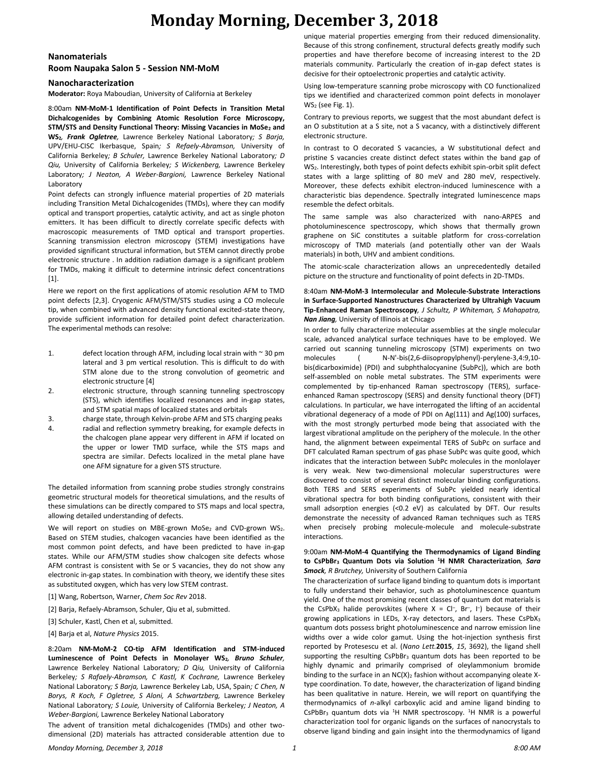# Monday Morning, December 3, 2018

## Nanomaterials
## Room Naupaka Salon 5 - Session NM-MoM

### Nanocharacterization

**Moderator:** Roya Maboudian, University of California at Berkeley

8:00am **NM-MoM-1 Identification of Point Defects in Transition Metal Dichalcogenides by Combining Atomic Resolution Force Microscopy, STM/STS and Density Functional Theory: Missing Vacancies in $MoSe_2$ and $WS_2$**, ***Frank Ogletree***, Lawrence Berkeley National Laboratory; *S Barja,* UPV/EHU-CISC Ikerbasque, Spain; *S Refaely-Abramson,* University of California Berkeley; *B Schuler,* Lawrence Berkeley National Laboratory; *D Qiu,* University of California Berkeley; *S Wickenberg,* Lawrence Berkeley Laboratory; *J Neaton, A Weber-Bargioni,* Lawrence Berkeley National Laboratory

Point defects can strongly influence material properties of 2D materials including Transition Metal Dichalcogenides (TMDs), where they can modify optical and transport properties, catalytic activity, and act as single photon emitters. It has been difficult to directly correlate specific defects with macroscopic measurements of TMD optical and transport properties. Scanning transmission electron microscopy (STEM) investigations have provided significant structural information, but STEM cannot directly probe electronic structure . In addition radiation damage is a significant problem for TMDs, making it difficult to determine intrinsic defect concentrations [1].

Here we report on the first applications of atomic resolution AFM to TMD point defects [2,3]. Cryogenic AFM/STM/STS studies using a CO molecule tip, when combined with advanced density functional excited-state theory, provide sufficient information for detailed point defect characterization. The experimental methods can resolve:

1. defect location through AFM, including local strain with ~ 30 pm lateral and 3 pm vertical resolution. This is difficult to do with STM alone due to the strong convolution of geometric and electronic structure [4]
2. electronic structure, through scanning tunneling spectroscopy (STS), which identifies localized resonances and in-gap states, and STM spatial maps of localized states and orbitals
3. charge state, through Kelvin-probe AFM and STS charging peaks
4. radial and reflection symmetry breaking, for example defects in the chalcogen plane appear very different in AFM if located on the upper or lower TMD surface, while the STS maps and spectra are similar. Defects localized in the metal plane have one AFM signature for a given STS structure.

The detailed information from scanning probe studies strongly constrains geometric structural models for theoretical simulations, and the results of these simulations can be directly compared to STS maps and local spectra, allowing detailed understanding of defects.

We will report on studies on MBE-grown $MoSe_2$ and CVD-grown $WS_2$. Based on STEM studies, chalcogen vacancies have been identified as the most common point defects, and have been predicted to have in-gap states. While our AFM/STM studies show chalcogen site defects whose AFM contrast is consistent with Se or S vacancies, they do not show any electronic in-gap states. In combination with theory, we identify these sites as substituted oxygen, which has very low STEM contrast.

[1] Wang, Robertson, Warner, *Chem Soc Rev* 2018.

[2] Barja, Refaely-Abramson, Schuler, Qiu et al, submitted.

[3] Schuler, Kastl, Chen et al, submitted.

[4] Barja et al, *Nature Physics* 2015.

8:20am **NM-MoM-2 CO-tip AFM Identification and STM-induced Luminescence of Point Defects in Monolayer $WS_2$**, ***Bruno Schuler***, Lawrence Berkeley National Laboratory; *D Qiu,* University of California Berkeley; *S Rafaely-Abramson, C Kastl, K Cochrane,* Lawrence Berkeley National Laboratory; *S Barja,* Lawrence Berkeley Lab, USA, Spain; *C Chen, N Borys, R Koch, F Ogletree, S Aloni, A Schwartzberg,* Lawrence Berkeley National Laboratory; *S Louie,* University of California Berkeley; *J Neaton, A Weber-Bargioni,* Lawrence Berkeley National Laboratory

The advent of transition metal dichalcogenides (TMDs) and other two-dimensional (2D) materials has attracted considerable attention due to unique material properties emerging from their reduced dimensionality. Because of this strong confinement, structural defects greatly modify such properties and have therefore become of increasing interest to the 2D materials community. Particularly the creation of in-gap defect states is decisive for their optoelectronic properties and catalytic activity.

Using low-temperature scanning probe microscopy with CO functionalized tips we identified and characterized common point defects in monolayer $WS_2$ (see Fig. 1).

Contrary to previous reports, we suggest that the most abundant defect is an O substitution at a S site, not a S vacancy, with a distinctively different electronic structure.

In contrast to O decorated S vacancies, a W substitutional defect and pristine S vacancies create distinct defect states within the band gap of $WS_2$. Interestingly, both types of point defects exhibit spin-orbit split defect states with a large splitting of 80 meV and 280 meV, respectively. Moreover, these defects exhibit electron-induced luminescence with a characteristic bias dependence. Spectrally integrated luminescence maps resemble the defect orbitals.

The same sample was also characterized with nano-ARPES and photoluminescence spectroscopy, which shows that thermally grown graphene on SiC constitutes a suitable platform for cross-correlation microscopy of TMD materials (and potentially other van der Waals materials) in both, UHV and ambient conditions.

The atomic-scale characterization allows an unprecedentedly detailed picture on the structure and functionality of point defects in 2D-TMDs.

8:40am **NM-MoM-3 Intermolecular and Molecule-Substrate Interactions in Surface-Supported Nanostructures Characterized by Ultrahigh Vacuum Tip-Enhanced Raman Spectroscopy**, *J Schultz, P Whiteman, S Mahapatra,* ***Nan Jiang***, University of Illinois at Chicago

In order to fully characterize molecular assemblies at the single molecular scale, advanced analytical surface techniques have to be employed. We carried out scanning tunneling microscopy (STM) experiments on two molecules ( N-N'-bis(2,6-diisopropylphenyl)-perylene-3,4:9,10-bis(dicarboximide) (PDI) and subphthalocyanine (SubPc)), which are both self-assembled on noble metal substrates. The STM experiments were complemented by tip-enhanced Raman spectroscopy (TERS), surface-enhanced Raman spectroscopy (SERS) and density functional theory (DFT) calculations. In particular, we have interrogated the lifting of an accidental vibrational degeneracy of a mode of PDI on Ag(111) and Ag(100) surfaces, with the most strongly perturbed mode being that associated with the largest vibrational amplitude on the periphery of the molecule. In the other hand, the alignment between expeimental TERS of SubPc on surface and DFT calculated Raman spectrum of gas phase SubPc was quite good, which indicates that the interaction between SubPc molecules in the monlolayer is very weak. New two-dimensional molecular superstructures were discovered to consist of several distinct molecular binding configurations. Both TERS and SERS experiments of SubPc yielded nearly identical vibrational spectra for both binding configurations, consistent with their small adsorption energies (<0.2 eV) as calculated by DFT. Our results demonstrate the necessity of advanced Raman techniques such as TERS when precisely probing molecule-molecule and molecule-substrate interactions.

9:00am **NM-MoM-4 Quantifying the Thermodynamics of Ligand Binding to $CsPbBr_3$ Quantum Dots via Solution $^1H$ NMR Characterization**, ***Sara Smock***, *R Brutchey,* University of Southern California

The characterization of surface ligand binding to quantum dots is important to fully understand their behavior, such as photoluminescence quantum yield. One of the most promising recent classes of quantum dot materials is the $CsPbX_3$ halide perovskites (where X = $Cl^–$, $Br^–$, $I^–$) because of their growing applications in LEDs, X-ray detectors, and lasers. These $CsPbX_3$ quantum dots possess bright photoluminescence and narrow emission line widths over a wide color gamut. Using the hot-injection synthesis first reported by Protesescu et al. (*Nano Lett.***2015**, *15*, 3692), the ligand shell supporting the resulting $CsPbBr_3$ quantum dots has been reported to be highly dynamic and primarily comprised of oleylammonium bromide binding to the surface in an $NC(X)_2$ fashion without accompanying oleate X-type coordination. To date, however, the characterization of ligand binding has been qualitative in nature. Herein, we will report on quantifying the thermodynamics of *n*-alkyl carboxylic acid and amine ligand binding to $CsPbBr_3$ quantum dots via $^1H$ NMR spectroscopy. $^1H$ NMR is a powerful characterization tool for organic ligands on the surfaces of nanocrystals to observe ligand binding and gain insight into the thermodynamics of ligand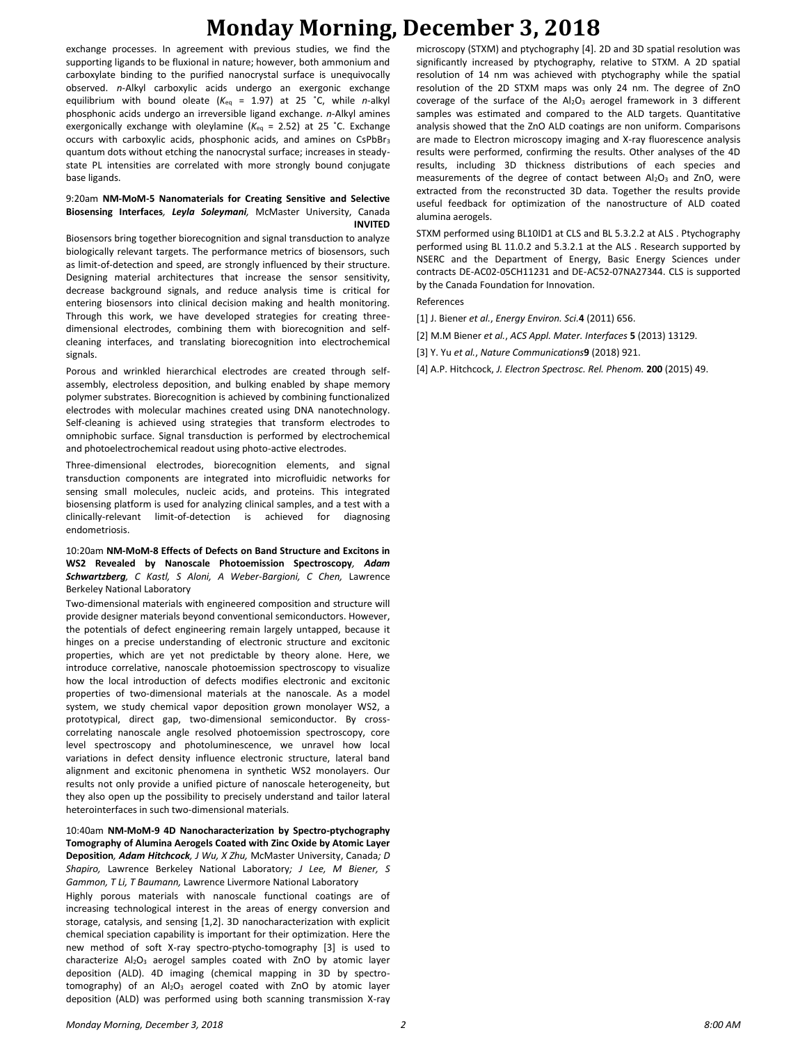exchange processes. In agreement with previous studies, we find the supporting ligands to be fluxional in nature; however, both ammonium and carboxylate binding to the purified nanocrystal surface is unequivocally observed. *n*-Alkyl carboxylic acids undergo an exergonic exchange equilibrium with bound oleate ($K_{eq}$ = 1.97) at 25 ˚C, while *n*-alkyl phosphonic acids undergo an irreversible ligand exchange. *n*-Alkyl amines exergonically exchange with oleylamine ($K_{eq}$ = 2.52) at 25 ˚C. Exchange occurs with carboxylic acids, phosphonic acids, and amines on $CsPbBr_3$ quantum dots without etching the nanocrystal surface; increases in steady-state PL intensities are correlated with more strongly bound conjugate base ligands.

### 9:20am **NM-MoM-5 Nanomaterials for Creating Sensitive and Selective Biosensing Interfaces***, Leyla Soleymani,* McMaster University, Canada **INVITED**

Biosensors bring together biorecognition and signal transduction to analyze biologically relevant targets. The performance metrics of biosensors, such as limit-of-detection and speed, are strongly influenced by their structure. Designing material architectures that increase the sensor sensitivity, decrease background signals, and reduce analysis time is critical for entering biosensors into clinical decision making and health monitoring. Through this work, we have developed strategies for creating three-dimensional electrodes, combining them with biorecognition and self-cleaning interfaces, and translating biorecognition into electrochemical signals.

Porous and wrinkled hierarchical electrodes are created through self-assembly, electroless deposition, and bulking enabled by shape memory polymer substrates. Biorecognition is achieved by combining functionalized electrodes with molecular machines created using DNA nanotechnology. Self-cleaning is achieved using strategies that transform electrodes to omniphobic surface. Signal transduction is performed by electrochemical and photoelectrochemical readout using photo-active electrodes.

Three-dimensional electrodes, biorecognition elements, and signal transduction components are integrated into microfluidic networks for sensing small molecules, nucleic acids, and proteins. This integrated biosensing platform is used for analyzing clinical samples, and a test with a clinically-relevant limit-of-detection is achieved for diagnosing endometriosis.

### 10:20am **NM-MoM-8 Effects of Defects on Band Structure and Excitons in WS2 Revealed by Nanoscale Photoemission Spectroscopy***, Adam Schwartzberg, C Kastl, S Aloni, A Weber-Bargioni, C Chen,* Lawrence Berkeley National Laboratory

Two-dimensional materials with engineered composition and structure will provide designer materials beyond conventional semiconductors. However, the potentials of defect engineering remain largely untapped, because it hinges on a precise understanding of electronic structure and excitonic properties, which are yet not predictable by theory alone. Here, we introduce correlative, nanoscale photoemission spectroscopy to visualize how the local introduction of defects modifies electronic and excitonic properties of two-dimensional materials at the nanoscale. As a model system, we study chemical vapor deposition grown monolayer WS2, a prototypical, direct gap, two-dimensional semiconductor. By cross-correlating nanoscale angle resolved photoemission spectroscopy, core level spectroscopy and photoluminescence, we unravel how local variations in defect density influence electronic structure, lateral band alignment and excitonic phenomena in synthetic WS2 monolayers. Our results not only provide a unified picture of nanoscale heterogeneity, but they also open up the possibility to precisely understand and tailor lateral heterointerfaces in such two-dimensional materials.

### 10:40am **NM-MoM-9 4D Nanocharacterization by Spectro-ptychography Tomography of Alumina Aerogels Coated with Zinc Oxide by Atomic Layer Deposition***, Adam Hitchcock, J Wu, X Zhu,* McMaster University, Canada*; D Shapiro,* Lawrence Berkeley National Laboratory*; J Lee, M Biener, S Gammon, T Li, T Baumann,* Lawrence Livermore National Laboratory

Highly porous materials with nanoscale functional coatings are of increasing technological interest in the areas of energy conversion and storage, catalysis, and sensing [1,2]. 3D nanocharacterization with explicit chemical speciation capability is important for their optimization. Here the new method of soft X-ray spectro-ptycho-tomography [3] is used to characterize $Al_2O_3$ aerogel samples coated with ZnO by atomic layer deposition (ALD). 4D imaging (chemical mapping in 3D by spectro-tomography) of an $Al_2O_3$ aerogel coated with ZnO by atomic layer deposition (ALD) was performed using both scanning transmission X-ray microscopy (STXM) and ptychography [4]. 2D and 3D spatial resolution was significantly increased by ptychography, relative to STXM. A 2D spatial resolution of 14 nm was achieved with ptychography while the spatial resolution of the 2D STXM maps was only 24 nm. The degree of ZnO coverage of the surface of the $Al_2O_3$ aerogel framework in 3 different samples was estimated and compared to the ALD targets. Quantitative analysis showed that the ZnO ALD coatings are non uniform. Comparisons are made to Electron microscopy imaging and X-ray fluorescence analysis results were performed, confirming the results. Other analyses of the 4D results, including 3D thickness distributions of each species and measurements of the degree of contact between $Al_2O_3$ and ZnO, were extracted from the reconstructed 3D data. Together the results provide useful feedback for optimization of the nanostructure of ALD coated alumina aerogels.

STXM performed using BL10ID1 at CLS and BL 5.3.2.2 at ALS . Ptychography performed using BL 11.0.2 and 5.3.2.1 at the ALS . Research supported by NSERC and the Department of Energy, Basic Energy Sciences under contracts DE-AC02-05CH11231 and DE-AC52-07NA27344. CLS is supported by the Canada Foundation for Innovation.

References

[1] J. Biener *et al.*, *Energy Environ. Sci.***4** (2011) 656.

[2] M.M Biener *et al.*, *ACS Appl. Mater. Interfaces* **5** (2013) 13129.

[3] Y. Yu *et al.*, *Nature Communications***9** (2018) 921.

[4] A.P. Hitchcock, *J. Electron Spectrosc. Rel. Phenom.* **200** (2015) 49.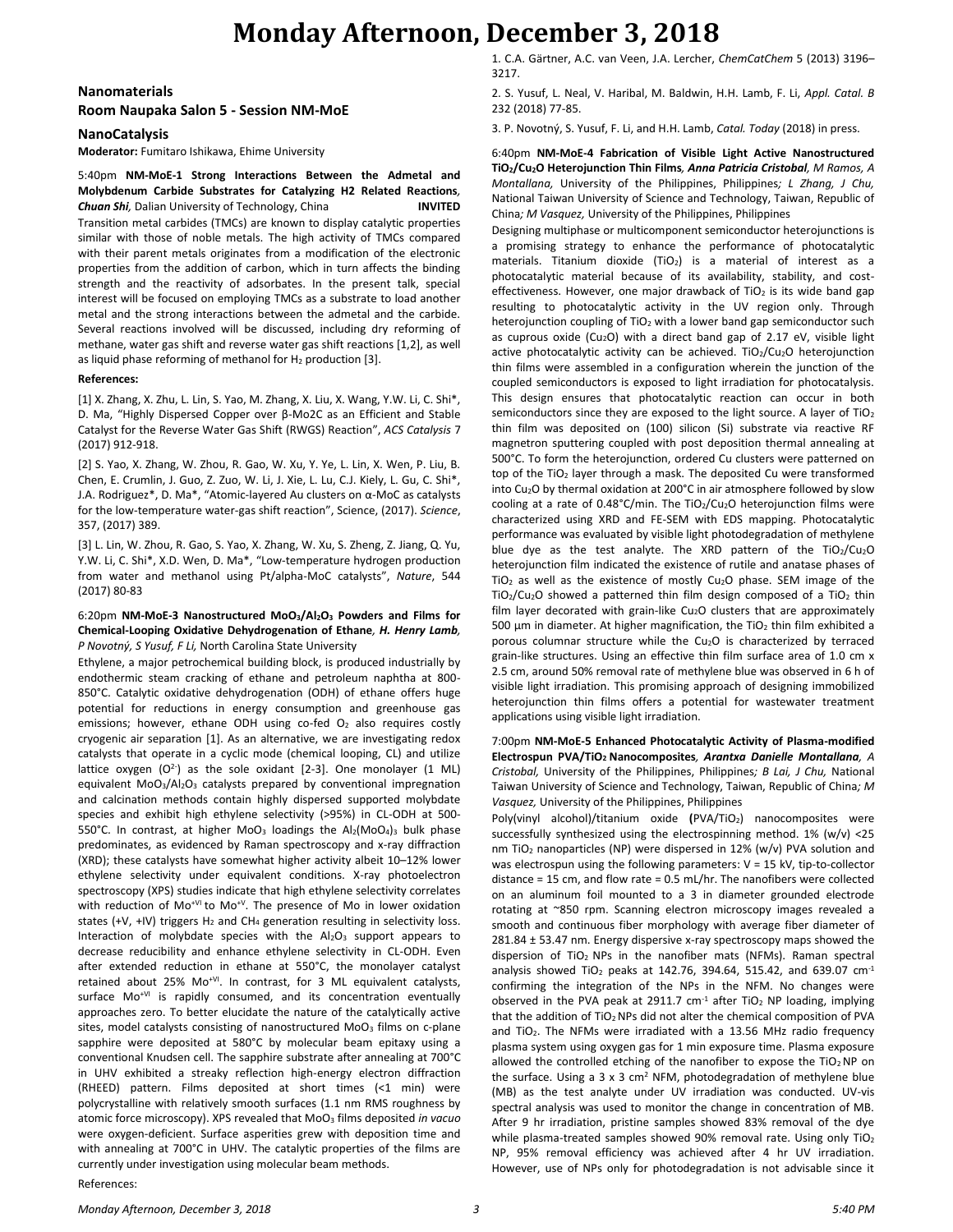# Monday Afternoon, December 3, 2018

## Nanomaterials

## Room Naupaka Salon 5 - Session NM-MoE

### NanoCatalysis

**Moderator:** Fumitaro Ishikawa, Ehime University

5:40pm **NM-MoE-1 Strong Interactions Between the Admetal and Molybdenum Carbide Substrates for Catalyzing H2 Related Reactions**, ***Chuan Shi,*** Dalian University of Technology, China **INVITED**

Transition metal carbides (TMCs) are known to display catalytic properties similar with those of noble metals. The high activity of TMCs compared with their parent metals originates from a modification of the electronic properties from the addition of carbon, which in turn affects the binding strength and the reactivity of adsorbates. In the present talk, special interest will be focused on employing TMCs as a substrate to load another metal and the strong interactions between the admetal and the carbide. Several reactions involved will be discussed, including dry reforming of methane, water gas shift and reverse water gas shift reactions [1,2], as well as liquid phase reforming of methanol for $H_2$ production [3].

**References:**

[1] X. Zhang, X. Zhu, L. Lin, S. Yao, M. Zhang, X. Liu, X. Wang, Y.W. Li, C. Shi*, D. Ma, "Highly Dispersed Copper over β-Mo2C as an Efficient and Stable Catalyst for the Reverse Water Gas Shift (RWGS) Reaction", *ACS Catalysis* 7 (2017) 912-918.

[2] S. Yao, X. Zhang, W. Zhou, R. Gao, W. Xu, Y. Ye, L. Lin, X. Wen, P. Liu, B. Chen, E. Crumlin, J. Guo, Z. Zuo, W. Li, J. Xie, L. Lu, C.J. Kiely, L. Gu, C. Shi*, J.A. Rodriguez*, D. Ma*, "Atomic-layered Au clusters on α-MoC as catalysts for the low-temperature water-gas shift reaction", Science, (2017). *Science*, 357, (2017) 389.

[3] L. Lin, W. Zhou, R. Gao, S. Yao, X. Zhang, W. Xu, S. Zheng, Z. Jiang, Q. Yu, Y.W. Li, C. Shi*, X.D. Wen, D. Ma*, "Low-temperature hydrogen production from water and methanol using Pt/alpha-MoC catalysts", *Nature*, 544 (2017) 80-83

6:20pm **NM-MoE-3 Nanostructured $MoO_3/Al_2O_3$ Powders and Films for Chemical-Looping Oxidative Dehydrogenation of Ethane**, ***H. Henry Lamb,*** *P Novotný, S Yusuf, F Li,* North Carolina State University

Ethylene, a major petrochemical building block, is produced industrially by endothermic steam cracking of ethane and petroleum naphtha at 800-850°C. Catalytic oxidative dehydrogenation (ODH) of ethane offers huge potential for reductions in energy consumption and greenhouse gas emissions; however, ethane ODH using co-fed $O_2$ also requires costly cryogenic air separation [1]. As an alternative, we are investigating redox catalysts that operate in a cyclic mode (chemical looping, CL) and utilize lattice oxygen ($O^{2-}$) as the sole oxidant [2-3]. One monolayer (1 ML) equivalent $MoO_3/Al_2O_3$ catalysts prepared by conventional impregnation and calcination methods contain highly dispersed supported molybdate species and exhibit high ethylene selectivity (>95%) in CL-ODH at 500-550°C. In contrast, at higher $MoO_3$ loadings the $Al_2(MoO_4)_3$ bulk phase predominates, as evidenced by Raman spectroscopy and x-ray diffraction (XRD); these catalysts have somewhat higher activity albeit 10–12% lower ethylene selectivity under equivalent conditions. X-ray photoelectron spectroscopy (XPS) studies indicate that high ethylene selectivity correlates with reduction of $Mo^{+VI}$ to $Mo^{+V}$. The presence of Mo in lower oxidation states (+V, +IV) triggers $H_2$ and $CH_4$ generation resulting in selectivity loss. Interaction of molybdate species with the $Al_2O_3$ support appears to decrease reducibility and enhance ethylene selectivity in CL-ODH. Even after extended reduction in ethane at 550°C, the monolayer catalyst retained about 25% $Mo^{+VI}$. In contrast, for 3 ML equivalent catalysts, surface $Mo^{+VI}$ is rapidly consumed, and its concentration eventually approaches zero. To better elucidate the nature of the catalytically active sites, model catalysts consisting of nanostructured $MoO_3$ films on c-plane sapphire were deposited at 580°C by molecular beam epitaxy using a conventional Knudsen cell. The sapphire substrate after annealing at 700°C in UHV exhibited a streaky reflection high-energy electron diffraction (RHEED) pattern. Films deposited at short times (<1 min) were polycrystalline with relatively smooth surfaces (1.1 nm RMS roughness by atomic force microscopy). XPS revealed that $MoO_3$ films deposited *in vacuo* were oxygen-deficient. Surface asperities grew with deposition time and with annealing at 700°C in UHV. The catalytic properties of the films are currently under investigation using molecular beam methods.

References:

1. C.A. Gärtner, A.C. van Veen, J.A. Lercher, *ChemCatChem* 5 (2013) 3196–3217.

2. S. Yusuf, L. Neal, V. Haribal, M. Baldwin, H.H. Lamb, F. Li, *Appl. Catal. B* 232 (2018) 77-85.

3. P. Novotný, S. Yusuf, F. Li, and H.H. Lamb, *Catal. Today* (2018) in press.

6:40pm **NM-MoE-4 Fabrication of Visible Light Active Nanostructured $TiO_2/Cu_2O$ Heterojunction Thin Films**, ***Anna Patricia Cristobal,*** *M Ramos, A Montallana,* University of the Philippines, Philippines*; L Zhang, J Chu,* National Taiwan University of Science and Technology, Taiwan, Republic of China*; M Vasquez,* University of the Philippines, Philippines

Designing multiphase or multicomponent semiconductor heterojunctions is a promising strategy to enhance the performance of photocatalytic materials. Titanium dioxide ($TiO_2$) is a material of interest as a photocatalytic material because of its availability, stability, and cost-effectiveness. However, one major drawback of $TiO_2$ is its wide band gap resulting to photocatalytic activity in the UV region only. Through heterojunction coupling of $TiO_2$ with a lower band gap semiconductor such as cuprous oxide ($Cu_2O$) with a direct band gap of 2.17 eV, visible light active photocatalytic activity can be achieved. $TiO_2/Cu_2O$ heterojunction thin films were assembled in a configuration wherein the junction of the coupled semiconductors is exposed to light irradiation for photocatalysis. This design ensures that photocatalytic reaction can occur in both semiconductors since they are exposed to the light source. A layer of $TiO_2$ thin film was deposited on (100) silicon (Si) substrate via reactive RF magnetron sputtering coupled with post deposition thermal annealing at 500°C. To form the heterojunction, ordered Cu clusters were patterned on top of the $TiO_2$ layer through a mask. The deposited Cu were transformed into $Cu_2O$ by thermal oxidation at 200°C in air atmosphere followed by slow cooling at a rate of 0.48°C/min. The $TiO_2/Cu_2O$ heterojunction films were characterized using XRD and FE-SEM with EDS mapping. Photocatalytic performance was evaluated by visible light photodegradation of methylene blue dye as the test analyte. The XRD pattern of the $TiO_2/Cu_2O$ heterojunction film indicated the existence of rutile and anatase phases of $TiO_2$ as well as the existence of mostly $Cu_2O$ phase. SEM image of the $TiO_2/Cu_2O$ showed a patterned thin film design composed of a $TiO_2$ thin film layer decorated with grain-like $Cu_2O$ clusters that are approximately 500 µm in diameter. At higher magnification, the $TiO_2$ thin film exhibited a porous columnar structure while the $Cu_2O$ is characterized by terraced grain-like structures. Using an effective thin film surface area of 1.0 cm x 2.5 cm, around 50% removal rate of methylene blue was observed in 6 h of visible light irradiation. This promising approach of designing immobilized heterojunction thin films offers a potential for wastewater treatment applications using visible light irradiation.

7:00pm **NM-MoE-5 Enhanced Photocatalytic Activity of Plasma-modified Electrospun PVA/$TiO_2$ Nanocomposites**, ***Arantxa Danielle Montallana,*** *A Cristobal,* University of the Philippines, Philippines*; B Lai, J Chu,* National Taiwan University of Science and Technology, Taiwan, Republic of China*; M Vasquez,* University of the Philippines, Philippines

Poly(vinyl alcohol)/titanium oxide (PVA/$TiO_2$) nanocomposites were successfully synthesized using the electrospinning method. 1% (w/v) <25 nm $TiO_2$ nanoparticles (NP) were dispersed in 12% (w/v) PVA solution and was electrospun using the following parameters: V = 15 kV, tip-to-collector distance = 15 cm, and flow rate = 0.5 mL/hr. The nanofibers were collected on an aluminum foil mounted to a 3 in diameter grounded electrode rotating at ~850 rpm. Scanning electron microscopy images revealed a smooth and continuous fiber morphology with average fiber diameter of 281.84 ± 53.47 nm. Energy dispersive x-ray spectroscopy maps showed the dispersion of $TiO_2$ NPs in the nanofiber mats (NFMs). Raman spectral analysis showed $TiO_2$ peaks at 142.76, 394.64, 515.42, and 639.07 $cm^{-1}$ confirming the integration of the NPs in the NFM. No changes were observed in the PVA peak at 2911.7 $cm^{-1}$ after $TiO_2$ NP loading, implying that the addition of $TiO_2$ NPs did not alter the chemical composition of PVA and $TiO_2$. The NFMs were irradiated with a 13.56 MHz radio frequency plasma system using oxygen gas for 1 min exposure time. Plasma exposure allowed the controlled etching of the nanofiber to expose the $TiO_2$ NP on the surface. Using a 3 x 3 $cm^2$ NFM, photodegradation of methylene blue (MB) as the test analyte under UV irradiation was conducted. UV-vis spectral analysis was used to monitor the change in concentration of MB. After 9 hr irradiation, pristine samples showed 83% removal of the dye while plasma-treated samples showed 90% removal rate. Using only $TiO_2$ NP, 95% removal efficiency was achieved after 4 hr UV irradiation. However, use of NPs only for photodegradation is not advisable since it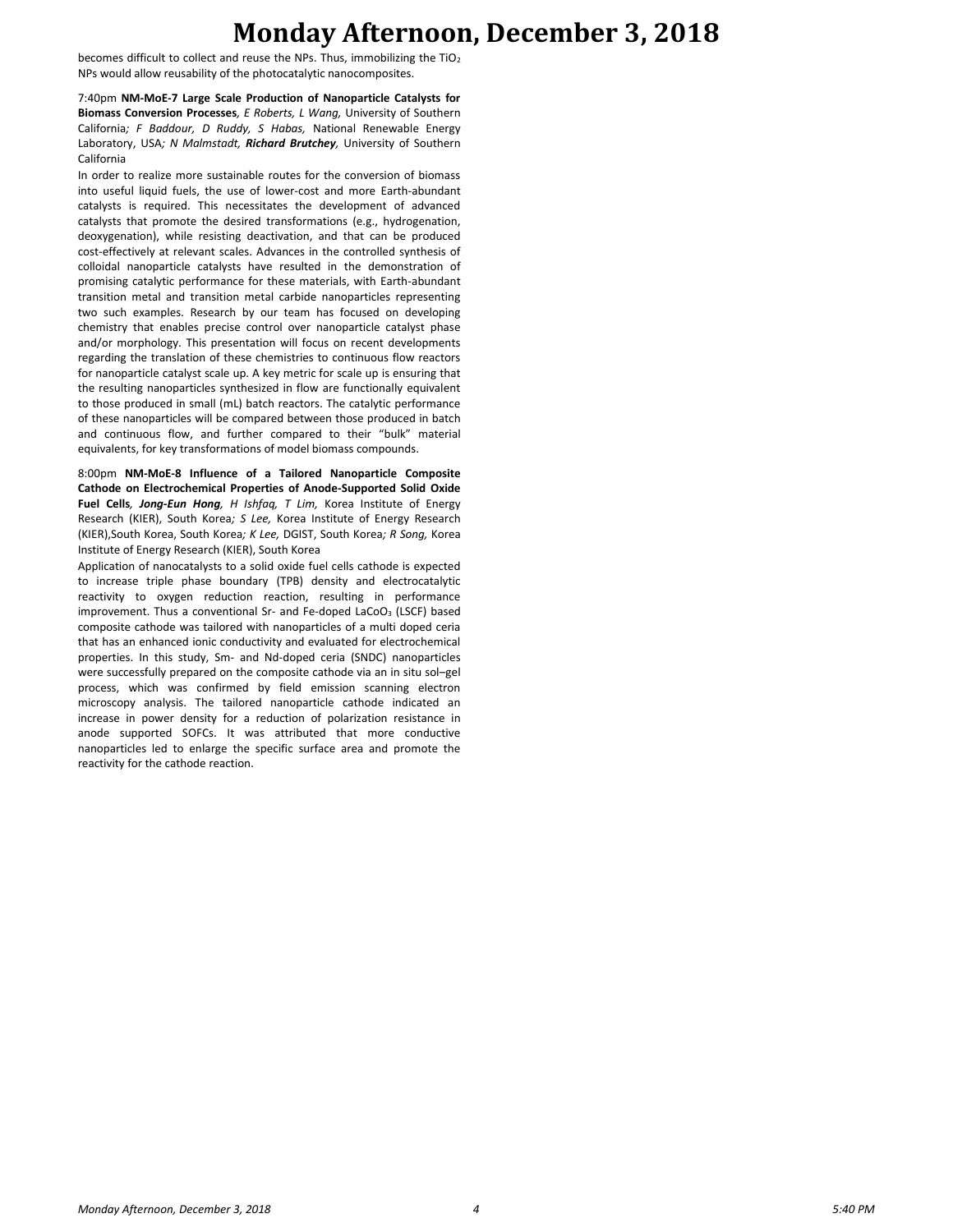becomes difficult to collect and reuse the NPs. Thus, immobilizing the $TiO_2$ NPs would allow reusability of the photocatalytic nanocomposites.

7:40pm **NM-MoE-7 Large Scale Production of Nanoparticle Catalysts for Biomass Conversion Processes**, *E Roberts, L Wang,* University of Southern California*; F Baddour, D Ruddy, S Habas,* National Renewable Energy Laboratory, USA*; N Malmstadt,* ***Richard Brutchey****,* University of Southern California

In order to realize more sustainable routes for the conversion of biomass into useful liquid fuels, the use of lower-cost and more Earth-abundant catalysts is required. This necessitates the development of advanced catalysts that promote the desired transformations (e.g., hydrogenation, deoxygenation), while resisting deactivation, and that can be produced cost-effectively at relevant scales. Advances in the controlled synthesis of colloidal nanoparticle catalysts have resulted in the demonstration of promising catalytic performance for these materials, with Earth-abundant transition metal and transition metal carbide nanoparticles representing two such examples. Research by our team has focused on developing chemistry that enables precise control over nanoparticle catalyst phase and/or morphology. This presentation will focus on recent developments regarding the translation of these chemistries to continuous flow reactors for nanoparticle catalyst scale up. A key metric for scale up is ensuring that the resulting nanoparticles synthesized in flow are functionally equivalent to those produced in small (mL) batch reactors. The catalytic performance of these nanoparticles will be compared between those produced in batch and continuous flow, and further compared to their "bulk" material equivalents, for key transformations of model biomass compounds.

8:00pm **NM-MoE-8 Influence of a Tailored Nanoparticle Composite Cathode on Electrochemical Properties of Anode-Supported Solid Oxide Fuel Cells**, ***Jong-Eun Hong****, H Ishfaq, T Lim,* Korea Institute of Energy Research (KIER), South Korea*; S Lee,* Korea Institute of Energy Research (KIER),South Korea, South Korea*; K Lee,* DGIST, South Korea*; R Song,* Korea Institute of Energy Research (KIER), South Korea

Application of nanocatalysts to a solid oxide fuel cells cathode is expected to increase triple phase boundary (TPB) density and electrocatalytic reactivity to oxygen reduction reaction, resulting in performance improvement. Thus a conventional Sr- and Fe-doped $LaCoO_3$ (LSCF) based composite cathode was tailored with nanoparticles of a multi doped ceria that has an enhanced ionic conductivity and evaluated for electrochemical properties. In this study, Sm- and Nd-doped ceria (SNDC) nanoparticles were successfully prepared on the composite cathode via an in situ sol–gel process, which was confirmed by field emission scanning electron microscopy analysis. The tailored nanoparticle cathode indicated an increase in power density for a reduction of polarization resistance in anode supported SOFCs. It was attributed that more conductive nanoparticles led to enlarge the specific surface area and promote the reactivity for the cathode reaction.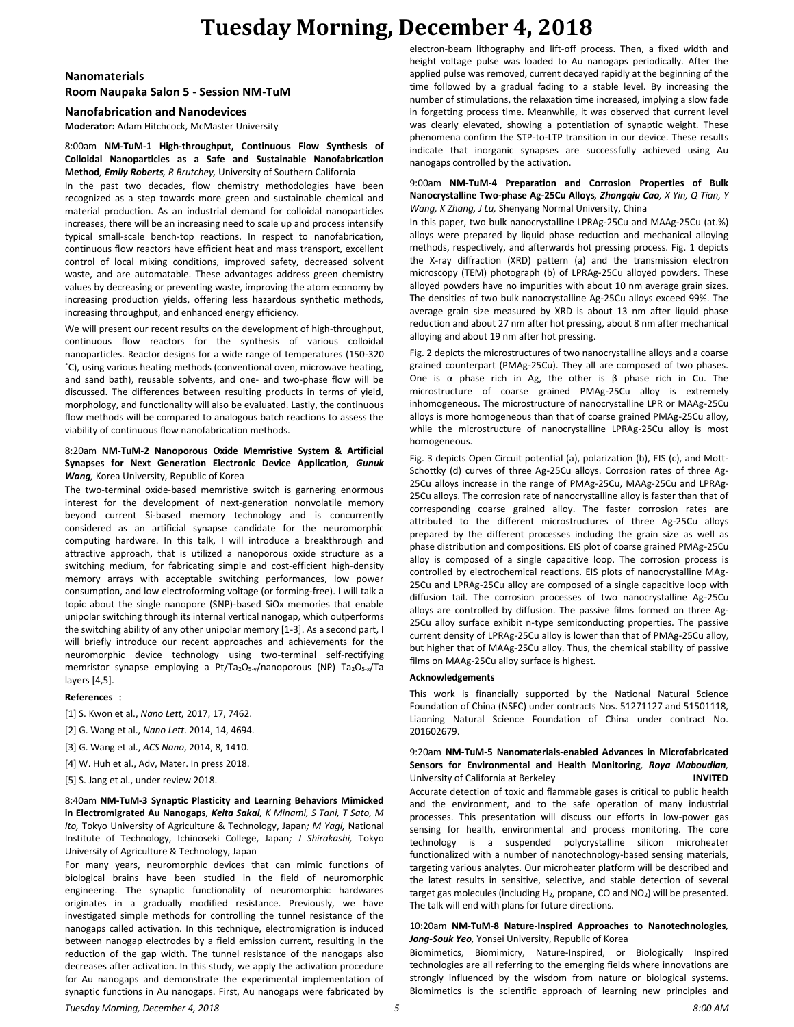# Tuesday Morning, December 4, 2018

## Nanomaterials
## Room Naupaka Salon 5 - Session NM-TuM

### Nanofabrication and Nanodevices

**Moderator:** Adam Hitchcock, McMaster University

8:00am **NM-TuM-1 High-throughput, Continuous Flow Synthesis of Colloidal Nanoparticles as a Safe and Sustainable Nanofabrication Method**, ***Emily Roberts**, R Brutchey,* University of Southern California

In the past two decades, flow chemistry methodologies have been recognized as a step towards more green and sustainable chemical and material production. As an industrial demand for colloidal nanoparticles increases, there will be an increasing need to scale up and process intensify typical small-scale bench-top reactions. In respect to nanofabrication, continuous flow reactors have efficient heat and mass transport, excellent control of local mixing conditions, improved safety, decreased solvent waste, and are automatable. These advantages address green chemistry values by decreasing or preventing waste, improving the atom economy by increasing production yields, offering less hazardous synthetic methods, increasing throughput, and enhanced energy efficiency.

We will present our recent results on the development of high-throughput, continuous flow reactors for the synthesis of various colloidal nanoparticles. Reactor designs for a wide range of temperatures (150-320 ˚C), using various heating methods (conventional oven, microwave heating, and sand bath), reusable solvents, and one- and two-phase flow will be discussed. The differences between resulting products in terms of yield, morphology, and functionality will also be evaluated. Lastly, the continuous flow methods will be compared to analogous batch reactions to assess the viability of continuous flow nanofabrication methods.

8:20am **NM-TuM-2 Nanoporous Oxide Memristive System & Artificial Synapses for Next Generation Electronic Device Application**, ***Gunuk Wang**,* Korea University, Republic of Korea

The two-terminal oxide-based memristive switch is garnering enormous interest for the development of next-generation nonvolatile memory beyond current Si-based memory technology and is concurrently considered as an artificial synapse candidate for the neuromorphic computing hardware. In this talk, I will introduce a breakthrough and attractive approach, that is utilized a nanoporous oxide structure as a switching medium, for fabricating simple and cost-efficient high-density memory arrays with acceptable switching performances, low power consumption, and low electroforming voltage (or forming-free). I will talk a topic about the single nanopore (SNP)-based SiOx memories that enable unipolar switching through its internal vertical nanogap, which outperforms the switching ability of any other unipolar memory [1-3]. As a second part, I will briefly introduce our recent approaches and achievements for the neuromorphic device technology using two-terminal self-rectifying memristor synapse employing a Pt/$Ta_2O_{5-y}$/nanoporous (NP) $Ta_2O_{5-x}$/Ta layers [4,5].

**References :**

[1] S. Kwon et al., *Nano Lett,* 2017, 17, 7462.

[2] G. Wang et al., *Nano Lett*. 2014, 14, 4694.

[3] G. Wang et al., *ACS Nano*, 2014, 8, 1410.

[4] W. Huh et al., Adv, Mater. In press 2018.

[5] S. Jang et al., under review 2018.

8:40am **NM-TuM-3 Synaptic Plasticity and Learning Behaviors Mimicked in Electromigrated Au Nanogaps**, ***Keita Sakai**, K Minami, S Tani, T Sato, M Ito,* Tokyo University of Agriculture & Technology, Japan*; M Yagi,* National Institute of Technology, Ichinoseki College, Japan*; J Shirakashi,* Tokyo University of Agriculture & Technology, Japan

For many years, neuromorphic devices that can mimic functions of biological brains have been studied in the field of neuromorphic engineering. The synaptic functionality of neuromorphic hardwares originates in a gradually modified resistance. Previously, we have investigated simple methods for controlling the tunnel resistance of the nanogaps called activation. In this technique, electromigration is induced between nanogap electrodes by a field emission current, resulting in the reduction of the gap width. The tunnel resistance of the nanogaps also decreases after activation. In this study, we apply the activation procedure for Au nanogaps and demonstrate the experimental implementation of synaptic functions in Au nanogaps. First, Au nanogaps were fabricated by electron-beam lithography and lift-off process. Then, a fixed width and height voltage pulse was loaded to Au nanogaps periodically. After the applied pulse was removed, current decayed rapidly at the beginning of the time followed by a gradual fading to a stable level. By increasing the number of stimulations, the relaxation time increased, implying a slow fade in forgetting process time. Meanwhile, it was observed that current level was clearly elevated, showing a potentiation of synaptic weight. These phenomena confirm the STP-to-LTP transition in our device. These results indicate that inorganic synapses are successfully achieved using Au nanogaps controlled by the activation.

9:00am **NM-TuM-4 Preparation and Corrosion Properties of Bulk Nanocrystalline Two-phase Ag-25Cu Alloys**, ***Zhongqiu Cao**, X Yin, Q Tian, Y Wang, K Zhang, J Lu,* Shenyang Normal University, China

In this paper, two bulk nanocrystalline LPRAg-25Cu and MAAg-25Cu (at.%) alloys were prepared by liquid phase reduction and mechanical alloying methods, respectively, and afterwards hot pressing process. Fig. 1 depicts the X-ray diffraction (XRD) pattern (a) and the transmission electron microscopy (TEM) photograph (b) of LPRAg-25Cu alloyed powders. These alloyed powders have no impurities with about 10 nm average grain sizes. The densities of two bulk nanocrystalline Ag-25Cu alloys exceed 99%. The average grain size measured by XRD is about 13 nm after liquid phase reduction and about 27 nm after hot pressing, about 8 nm after mechanical alloying and about 19 nm after hot pressing.

Fig. 2 depicts the microstructures of two nanocrystalline alloys and a coarse grained counterpart (PMAg-25Cu). They all are composed of two phases. One is α phase rich in Ag, the other is β phase rich in Cu. The microstructure of coarse grained PMAg-25Cu alloy is extremely inhomogeneous. The microstructure of nanocrystalline LPR or MAAg-25Cu alloys is more homogeneous than that of coarse grained PMAg-25Cu alloy, while the microstructure of nanocrystalline LPRAg-25Cu alloy is most homogeneous.

Fig. 3 depicts Open Circuit potential (a), polarization (b), EIS (c), and Mott-Schottky (d) curves of three Ag-25Cu alloys. Corrosion rates of three Ag-25Cu alloys increase in the range of PMAg-25Cu, MAAg-25Cu and LPRAg-25Cu alloys. The corrosion rate of nanocrystalline alloy is faster than that of corresponding coarse grained alloy. The faster corrosion rates are attributed to the different microstructures of three Ag-25Cu alloys prepared by the different processes including the grain size as well as phase distribution and compositions. EIS plot of coarse grained PMAg-25Cu alloy is composed of a single capacitive loop. The corrosion process is controlled by electrochemical reactions. EIS plots of nanocrystalline MAg-25Cu and LPRAg-25Cu alloy are composed of a single capacitive loop with diffusion tail. The corrosion processes of two nanocrystalline Ag-25Cu alloys are controlled by diffusion. The passive films formed on three Ag-25Cu alloy surface exhibit n-type semiconducting properties. The passive current density of LPRAg-25Cu alloy is lower than that of PMAg-25Cu alloy, but higher that of MAAg-25Cu alloy. Thus, the chemical stability of passive films on MAAg-25Cu alloy surface is highest.

**Acknowledgements**

This work is financially supported by the National Natural Science Foundation of China (NSFC) under contracts Nos. 51271127 and 51501118, Liaoning Natural Science Foundation of China under contract No. 201602679.

9:20am **NM-TuM-5 Nanomaterials-enabled Advances in Microfabricated Sensors for Environmental and Health Monitoring**, ***Roya Maboudian**,* University of California at Berkeley **INVITED**

Accurate detection of toxic and flammable gases is critical to public health and the environment, and to the safe operation of many industrial processes. This presentation will discuss our efforts in low-power gas sensing for health, environmental and process monitoring. The core technology is a suspended polycrystalline silicon microheater functionalized with a number of nanotechnology-based sensing materials, targeting various analytes. Our microheater platform will be described and the latest results in sensitive, selective, and stable detection of several target gas molecules (including $H_2$, propane, CO and $NO_2$) will be presented. The talk will end with plans for future directions.

10:20am **NM-TuM-8 Nature-Inspired Approaches to Nanotechnologies**, ***Jong-Souk Yeo**,* Yonsei University, Republic of Korea

Biomimetics, Biomimicry, Nature-Inspired, or Biologically Inspired technologies are all referring to the emerging fields where innovations are strongly influenced by the wisdom from nature or biological systems. Biomimetics is the scientific approach of learning new principles and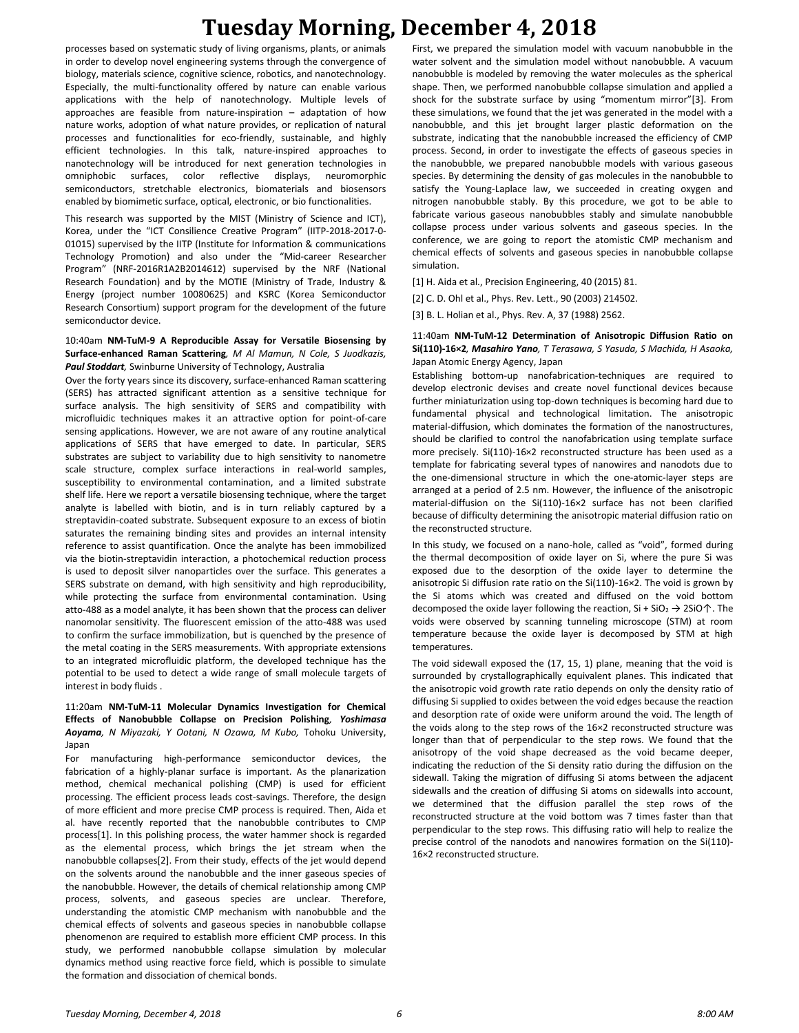processes based on systematic study of living organisms, plants, or animals in order to develop novel engineering systems through the convergence of biology, materials science, cognitive science, robotics, and nanotechnology. Especially, the multi-functionality offered by nature can enable various applications with the help of nanotechnology. Multiple levels of approaches are feasible from nature-inspiration – adaptation of how nature works, adoption of what nature provides, or replication of natural processes and functionalities for eco-friendly, sustainable, and highly efficient technologies. In this talk, nature-inspired approaches to nanotechnology will be introduced for next generation technologies in omniphobic surfaces, color reflective displays, neuromorphic semiconductors, stretchable electronics, biomaterials and biosensors enabled by biomimetic surface, optical, electronic, or bio functionalities.

This research was supported by the MIST (Ministry of Science and ICT), Korea, under the "ICT Consilience Creative Program" (IITP-2018-2017-0-01015) supervised by the IITP (Institute for Information & communications Technology Promotion) and also under the "Mid-career Researcher Program" (NRF-2016R1A2B2014612) supervised by the NRF (National Research Foundation) and by the MOTIE (Ministry of Trade, Industry & Energy (project number 10080625) and KSRC (Korea Semiconductor Research Consortium) support program for the development of the future semiconductor device.

10:40am **NM-TuM-9 A Reproducible Assay for Versatile Biosensing by Surface-enhanced Raman Scattering**, *M Al Mamun, N Cole, S Juodkazis,* ***Paul Stoddart***, Swinburne University of Technology, Australia

Over the forty years since its discovery, surface-enhanced Raman scattering (SERS) has attracted significant attention as a sensitive technique for surface analysis. The high sensitivity of SERS and compatibility with microfluidic techniques makes it an attractive option for point-of-care sensing applications. However, we are not aware of any routine analytical applications of SERS that have emerged to date. In particular, SERS substrates are subject to variability due to high sensitivity to nanometre scale structure, complex surface interactions in real-world samples, susceptibility to environmental contamination, and a limited substrate shelf life. Here we report a versatile biosensing technique, where the target analyte is labelled with biotin, and is in turn reliably captured by a streptavidin-coated substrate. Subsequent exposure to an excess of biotin saturates the remaining binding sites and provides an internal intensity reference to assist quantification. Once the analyte has been immobilized via the biotin-streptavidin interaction, a photochemical reduction process is used to deposit silver nanoparticles over the surface. This generates a SERS substrate on demand, with high sensitivity and high reproducibility, while protecting the surface from environmental contamination. Using atto-488 as a model analyte, it has been shown that the process can deliver nanomolar sensitivity. The fluorescent emission of the atto-488 was used to confirm the surface immobilization, but is quenched by the presence of the metal coating in the SERS measurements. With appropriate extensions to an integrated microfluidic platform, the developed technique has the potential to be used to detect a wide range of small molecule targets of interest in body fluids .

11:20am **NM-TuM-11 Molecular Dynamics Investigation for Chemical Effects of Nanobubble Collapse on Precision Polishing**, ***Yoshimasa Aoyama***, *N Miyazaki, Y Ootani, N Ozawa, M Kubo,* Tohoku University, Japan

For manufacturing high-performance semiconductor devices, the fabrication of a highly-planar surface is important. As the planarization method, chemical mechanical polishing (CMP) is used for efficient processing. The efficient process leads cost-savings. Therefore, the design of more efficient and more precise CMP process is required. Then, Aida et al. have recently reported that the nanobubble contributes to CMP process[1]. In this polishing process, the water hammer shock is regarded as the elemental process, which brings the jet stream when the nanobubble collapses[2]. From their study, effects of the jet would depend on the solvents around the nanobubble and the inner gaseous species of the nanobubble. However, the details of chemical relationship among CMP process, solvents, and gaseous species are unclear. Therefore, understanding the atomistic CMP mechanism with nanobubble and the chemical effects of solvents and gaseous species in nanobubble collapse phenomenon are required to establish more efficient CMP process. In this study, we performed nanobubble collapse simulation by molecular dynamics method using reactive force field, which is possible to simulate the formation and dissociation of chemical bonds.

First, we prepared the simulation model with vacuum nanobubble in the water solvent and the simulation model without nanobubble. A vacuum nanobubble is modeled by removing the water molecules as the spherical shape. Then, we performed nanobubble collapse simulation and applied a shock for the substrate surface by using "momentum mirror"[3]. From these simulations, we found that the jet was generated in the model with a nanobubble, and this jet brought larger plastic deformation on the substrate, indicating that the nanobubble increased the efficiency of CMP process. Second, in order to investigate the effects of gaseous species in the nanobubble, we prepared nanobubble models with various gaseous species. By determining the density of gas molecules in the nanobubble to satisfy the Young-Laplace law, we succeeded in creating oxygen and nitrogen nanobubble stably. By this procedure, we got to be able to fabricate various gaseous nanobubbles stably and simulate nanobubble collapse process under various solvents and gaseous species. In the conference, we are going to report the atomistic CMP mechanism and chemical effects of solvents and gaseous species in nanobubble collapse simulation.

[1] H. Aida et al., Precision Engineering, 40 (2015) 81.

[2] C. D. Ohl et al., Phys. Rev. Lett., 90 (2003) 214502.

[3] B. L. Holian et al., Phys. Rev. A, 37 (1988) 2562.

11:40am **NM-TuM-12 Determination of Anisotropic Diffusion Ratio on Si(110)-16×2**, ***Masahiro Yano***, *T Terasawa, S Yasuda, S Machida, H Asaoka,* Japan Atomic Energy Agency, Japan

Establishing bottom-up nanofabrication-techniques are required to develop electronic devises and create novel functional devices because further miniaturization using top-down techniques is becoming hard due to fundamental physical and technological limitation. The anisotropic material-diffusion, which dominates the formation of the nanostructures, should be clarified to control the nanofabrication using template surface more precisely. Si(110)-16×2 reconstructed structure has been used as a template for fabricating several types of nanowires and nanodots due to the one-dimensional structure in which the one-atomic-layer steps are arranged at a period of 2.5 nm. However, the influence of the anisotropic material-diffusion on the Si(110)-16×2 surface has not been clarified because of difficulty determining the anisotropic material diffusion ratio on the reconstructed structure.

In this study, we focused on a nano-hole, called as "void", formed during the thermal decomposition of oxide layer on Si, where the pure Si was exposed due to the desorption of the oxide layer to determine the anisotropic Si diffusion rate ratio on the Si(110)-16×2. The void is grown by the Si atoms which was created and diffused on the void bottom decomposed the oxide layer following the reaction, $Si + SiO_2 \rightarrow 2SiO\uparrow$. The voids were observed by scanning tunneling microscope (STM) at room temperature because the oxide layer is decomposed by STM at high temperatures.

The void sidewall exposed the (17, 15, 1) plane, meaning that the void is surrounded by crystallographically equivalent planes. This indicated that the anisotropic void growth rate ratio depends on only the density ratio of diffusing Si supplied to oxides between the void edges because the reaction and desorption rate of oxide were uniform around the void. The length of the voids along to the step rows of the 16×2 reconstructed structure was longer than that of perpendicular to the step rows. We found that the anisotropy of the void shape decreased as the void became deeper, indicating the reduction of the Si density ratio during the diffusion on the sidewall. Taking the migration of diffusing Si atoms between the adjacent sidewalls and the creation of diffusing Si atoms on sidewalls into account, we determined that the diffusion parallel the step rows of the reconstructed structure at the void bottom was 7 times faster than that perpendicular to the step rows. This diffusing ratio will help to realize the precise control of the nanodots and nanowires formation on the Si(110)-16×2 reconstructed structure.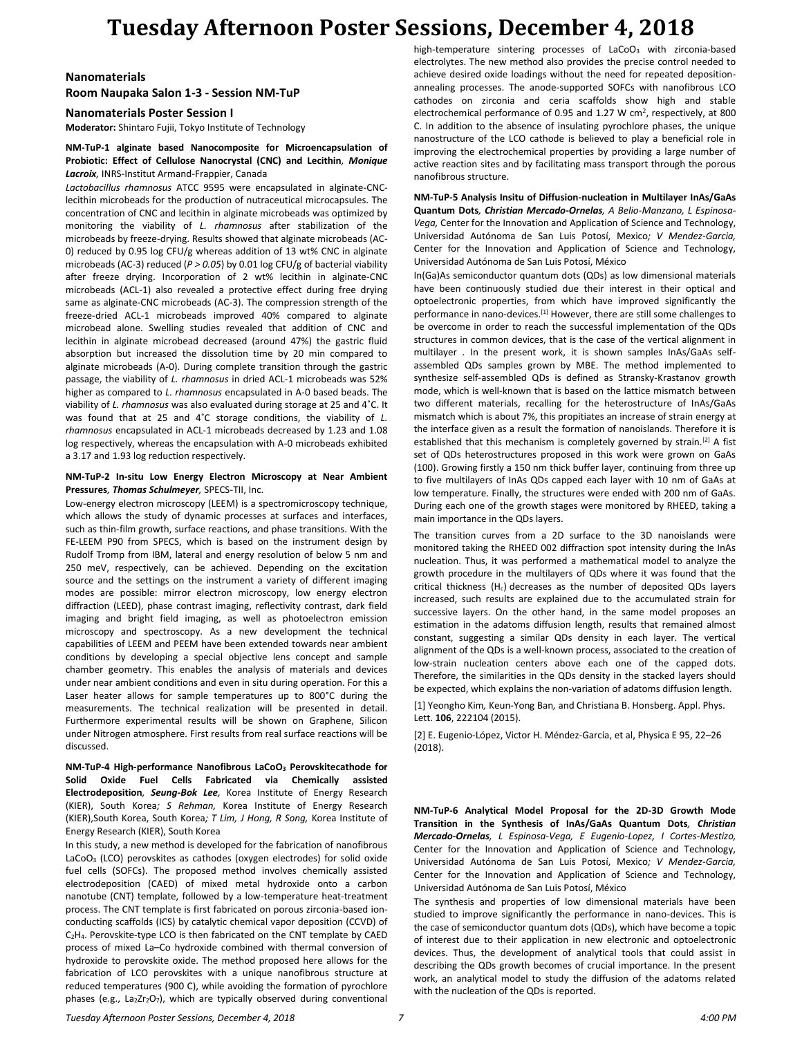# Tuesday Afternoon Poster Sessions, December 4, 2018

## Nanomaterials

### Room Naupaka Salon 1-3 - Session NM-TuP

### Nanomaterials Poster Session I

**Moderator:** Shintaro Fujii, Tokyo Institute of Technology

**NM-TuP-1 alginate based Nanocomposite for Microencapsulation of Probiotic: Effect of Cellulose Nanocrystal (CNC) and Lecithin**, ***Monique Lacroix***, INRS-Institut Armand-Frappier, Canada

*Lactobacillus rhamnosus* ATCC 9595 were encapsulated in alginate-CNC-lecithin microbeads for the production of nutraceutical microcapsules. The concentration of CNC and lecithin in alginate microbeads was optimized by monitoring the viability of *L. rhamnosus* after stabilization of the microbeads by freeze-drying. Results showed that alginate microbeads (AC-0) reduced by 0.95 log CFU/g whereas addition of 13 wt% CNC in alginate microbeads (AC-3) reduced (*P > 0.05*) by 0.01 log CFU/g of bacterial viability after freeze drying. Incorporation of 2 wt% lecithin in alginate-CNC microbeads (ACL-1) also revealed a protective effect during free drying same as alginate-CNC microbeads (AC-3). The compression strength of the freeze-dried ACL-1 microbeads improved 40% compared to alginate microbead alone. Swelling studies revealed that addition of CNC and lecithin in alginate microbead decreased (around 47%) the gastric fluid absorption but increased the dissolution time by 20 min compared to alginate microbeads (A-0). During complete transition through the gastric passage, the viability of *L. rhamnosus* in dried ACL-1 microbeads was 52% higher as compared to *L. rhamnosus* encapsulated in A-0 based beads. The viability of *L. rhamnosus* was also evaluated during storage at 25 and 4˚C. It was found that at 25 and 4˚C storage conditions, the viability of *L. rhamnosus* encapsulated in ACL-1 microbeads decreased by 1.23 and 1.08 log respectively, whereas the encapsulation with A-0 microbeads exhibited a 3.17 and 1.93 log reduction respectively.

**NM-TuP-2 In-situ Low Energy Electron Microscopy at Near Ambient Pressures**, ***Thomas Schulmeyer***, SPECS-TII, Inc.

Low-energy electron microscopy (LEEM) is a spectromicroscopy technique, which allows the study of dynamic processes at surfaces and interfaces, such as thin-film growth, surface reactions, and phase transitions. With the FE-LEEM P90 from SPECS, which is based on the instrument design by Rudolf Tromp from IBM, lateral and energy resolution of below 5 nm and 250 meV, respectively, can be achieved. Depending on the excitation source and the settings on the instrument a variety of different imaging modes are possible: mirror electron microscopy, low energy electron diffraction (LEED), phase contrast imaging, reflectivity contrast, dark field imaging and bright field imaging, as well as photoelectron emission microscopy and spectroscopy. As a new development the technical capabilities of LEEM and PEEM have been extended towards near ambient conditions by developing a special objective lens concept and sample chamber geometry. This enables the analysis of materials and devices under near ambient conditions and even in situ during operation. For this a Laser heater allows for sample temperatures up to 800°C during the measurements. The technical realization will be presented in detail. Furthermore experimental results will be shown on Graphene, Silicon under Nitrogen atmosphere. First results from real surface reactions will be discussed.

**NM-TuP-4 High-performance Nanofibrous $LaCoO_3$ Perovskitecathode for Solid Oxide Fuel Cells Fabricated via Chemically assisted Electrodeposition**, ***Seung-Bok Lee***, Korea Institute of Energy Research (KIER), South Korea*; S Rehman,* Korea Institute of Energy Research (KIER),South Korea, South Korea*; T Lim, J Hong, R Song,* Korea Institute of Energy Research (KIER), South Korea

In this study, a new method is developed for the fabrication of nanofibrous $LaCoO_3$ (LCO) perovskites as cathodes (oxygen electrodes) for solid oxide fuel cells (SOFCs). The proposed method involves chemically assisted electrodeposition (CAED) of mixed metal hydroxide onto a carbon nanotube (CNT) template, followed by a low-temperature heat-treatment process. The CNT template is first fabricated on porous zirconia-based ion-conducting scaffolds (ICS) by catalytic chemical vapor deposition (CCVD) of $C_2H_4$. Perovskite-type LCO is then fabricated on the CNT template by CAED process of mixed La–Co hydroxide combined with thermal conversion of hydroxide to perovskite oxide. The method proposed here allows for the fabrication of LCO perovskites with a unique nanofibrous structure at reduced temperatures (900 C), while avoiding the formation of pyrochlore phases (e.g., $La_2Zr_2O_7$), which are typically observed during conventional high-temperature sintering processes of $LaCoO_3$ with zirconia-based electrolytes. The new method also provides the precise control needed to achieve desired oxide loadings without the need for repeated deposition-annealing processes. The anode-supported SOFCs with nanofibrous LCO cathodes on zirconia and ceria scaffolds show high and stable electrochemical performance of 0.95 and 1.27 W $cm^2$, respectively, at 800 C. In addition to the absence of insulating pyrochlore phases, the unique nanostructure of the LCO cathode is believed to play a beneficial role in improving the electrochemical properties by providing a large number of active reaction sites and by facilitating mass transport through the porous nanofibrous structure.

**NM-TuP-5 Analysis Insitu of Diffusion-nucleation in Multilayer InAs/GaAs Quantum Dots**, ***Christian Mercado-Ornelas****, A Belio-Manzano, L Espinosa-Vega,* Center for the Innovation and Application of Science and Technology, Universidad Autónoma de San Luis Potosí, Mexico*; V Mendez-Garcia,* Center for the Innovation and Application of Science and Technology, Universidad Autónoma de San Luis Potosí, México

In(Ga)As semiconductor quantum dots (QDs) as low dimensional materials have been continuously studied due their interest in their optical and optoelectronic properties, from which have improved significantly the performance in nano-devices.[1] However, there are still some challenges to be overcome in order to reach the successful implementation of the QDs structures in common devices, that is the case of the vertical alignment in multilayer . In the present work, it is shown samples InAs/GaAs self-assembled QDs samples grown by MBE. The method implemented to synthesize self-assembled QDs is defined as Stransky-Krastanov growth mode, which is well-known that is based on the lattice mismatch between two different materials, recalling for the heterostructure of InAs/GaAs mismatch which is about 7%, this propitiates an increase of strain energy at the interface given as a result the formation of nanoislands. Therefore it is established that this mechanism is completely governed by strain.[2] A fist set of QDs heterostructures proposed in this work were grown on GaAs (100). Growing firstly a 150 nm thick buffer layer, continuing from three up to five multilayers of InAs QDs capped each layer with 10 nm of GaAs at low temperature. Finally, the structures were ended with 200 nm of GaAs. During each one of the growth stages were monitored by RHEED, taking a main importance in the QDs layers.

The transition curves from a 2D surface to the 3D nanoislands were monitored taking the RHEED 002 diffraction spot intensity during the InAs nucleation. Thus, it was performed a mathematical model to analyze the growth procedure in the multilayers of QDs where it was found that the critical thickness ($H_c$) decreases as the number of deposited QDs layers increased, such results are explained due to the accumulated strain for successive layers. On the other hand, in the same model proposes an estimation in the adatoms diffusion length, results that remained almost constant, suggesting a similar QDs density in each layer. The vertical alignment of the QDs is a well-known process, associated to the creation of low-strain nucleation centers above each one of the capped dots. Therefore, the similarities in the QDs density in the stacked layers should be expected, which explains the non-variation of adatoms diffusion length.

[1] Yeongho Kim, Keun-Yong Ban, and Christiana B. Honsberg. Appl. Phys. Lett. **106**, 222104 (2015).

[2] E. Eugenio-López, Victor H. Méndez-García, et al, Physica E 95, 22–26 (2018).

**NM-TuP-6 Analytical Model Proposal for the 2D-3D Growth Mode Transition in the Synthesis of InAs/GaAs Quantum Dots**, ***Christian Mercado-Ornelas****, L Espinosa-Vega, E Eugenio-Lopez, I Cortes-Mestizo,* Center for the Innovation and Application of Science and Technology, Universidad Autónoma de San Luis Potosí, Mexico*; V Mendez-Garcia,* Center for the Innovation and Application of Science and Technology, Universidad Autónoma de San Luis Potosí, México

The synthesis and properties of low dimensional materials have been studied to improve significantly the performance in nano-devices. This is the case of semiconductor quantum dots (QDs), which have become a topic of interest due to their application in new electronic and optoelectronic devices. Thus, the development of analytical tools that could assist in describing the QDs growth becomes of crucial importance. In the present work, an analytical model to study the diffusion of the adatoms related with the nucleation of the QDs is reported.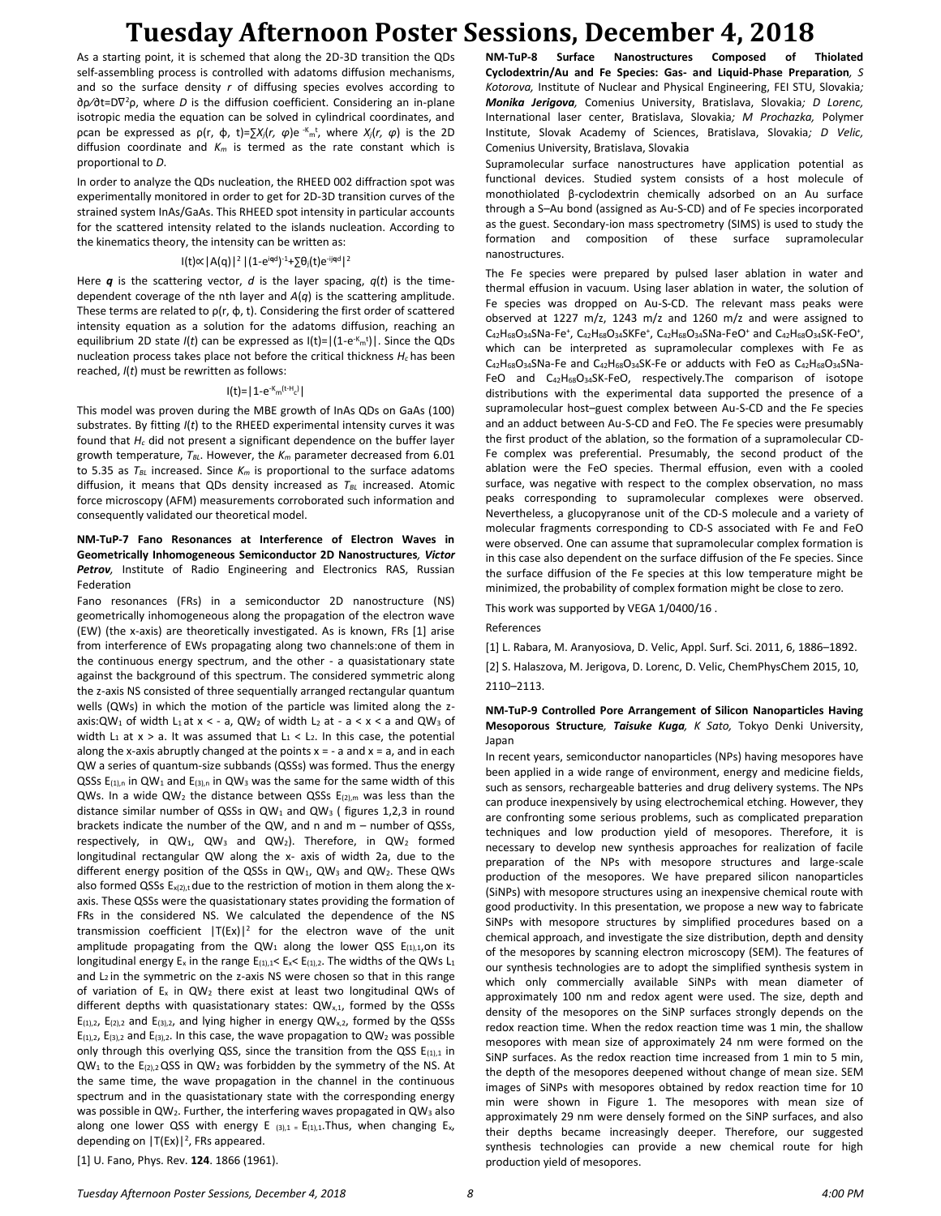As a starting point, it is schemed that along the 2D-3D transition the QDs self-assembling process is controlled with adatoms diffusion mechanisms, and so the surface density *r* of diffusing species evolves according to $\partial\rho/\partial t = D\nabla^2\rho$, where *D* is the diffusion coefficient. Considering an in-plane isotropic media the equation can be solved in cylindrical coordinates, and ρcan be expressed as $\rho(r, \phi, t) = \sum X_j(r, \varphi) e^{-K_m t}$, where $X_j(r, \varphi)$ is the 2D diffusion coordinate and $K_m$ is termed as the rate constant which is proportional to *D*.

In order to analyze the QDs nucleation, the RHEED 002 diffraction spot was experimentally monitored in order to get for 2D-3D transition curves of the strained system InAs/GaAs. This RHEED spot intensity in particular accounts for the scattered intensity related to the islands nucleation. According to the kinematics theory, the intensity can be written as:

$$I(t) \propto |A(q)|^2 \, |(1-e^{iqd})^{-1} + \sum \theta_j(t) e^{-ijqd}|^2$$

Here ***q*** is the scattering vector, *d* is the layer spacing, *q*(*t*) is the time-dependent coverage of the nth layer and *A*(*q*) is the scattering amplitude. These terms are related to ρ(r, ϕ, t). Considering the first order of scattered intensity equation as a solution for the adatoms diffusion, reaching an equilibrium 2D state *I*(*t*) can be expressed as $I(t)=|(1-e^{-K_m t})|$. Since the QDs nucleation process takes place not before the critical thickness $H_c$ has been reached, *I*(*t*) must be rewritten as follows:

$$I(t)=|1-e^{-K_m(t-H_c)}|$$

This model was proven during the MBE growth of InAs QDs on GaAs (100) substrates. By fitting *I*(*t*) to the RHEED experimental intensity curves it was found that $H_c$ did not present a significant dependence on the buffer layer growth temperature, $T_{BL}$. However, the $K_m$ parameter decreased from 6.01 to 5.35 as $T_{BL}$ increased. Since $K_m$ is proportional to the surface adatoms diffusion, it means that QDs density increased as $T_{BL}$ increased. Atomic force microscopy (AFM) measurements corroborated such information and consequently validated our theoretical model.

**NM-TuP-7 Fano Resonances at Interference of Electron Waves in Geometrically Inhomogeneous Semiconductor 2D Nanostructures***, **Victor Petrov**,* Institute of Radio Engineering and Electronics RAS, Russian Federation

Fano resonances (FRs) in a semiconductor 2D nanostructure (NS) geometrically inhomogeneous along the propagation of the electron wave (EW) (the x-axis) are theoretically investigated. As is known, FRs [1] arise from interference of EWs propagating along two channels:one of them in the continuous energy spectrum, and the other - a quasistationary state against the background of this spectrum. The considered symmetric along the z-axis NS consisted of three sequentially arranged rectangular quantum wells (QWs) in which the motion of the particle was limited along the z-axis:$QW_1$ of width $L_1$ at $x < -a$, $QW_2$ of width $L_2$ at $-a < x < a$ and $QW_3$ of width $L_1$ at $x > a$. It was assumed that $L_1 < L_2$. In this case, the potential along the x-axis abruptly changed at the points $x = -a$ and $x = a$, and in each QW a series of quantum-size subbands (QSSs) was formed. Thus the energy QSSs $E_{(1),n}$ in $QW_1$ and $E_{(3),n}$ in $QW_3$ was the same for the same width of this QWs. In a wide $QW_2$ the distance between QSSs $E_{(2),m}$ was less than the distance similar number of QSSs in $QW_1$ and $QW_3$ ( figures 1,2,3 in round brackets indicate the number of the QW, and n and m – number of QSSs, respectively, in $QW_1$, $QW_3$ and $QW_2$). Therefore, in $QW_2$ formed longitudinal rectangular QW along the x- axis of width 2a, due to the different energy position of the QSSs in $QW_1$, $QW_3$ and $QW_2$. These QWs also formed QSSs $E_{x(2),t}$ due to the restriction of motion in them along the x-axis. These QSSs were the quasistationary states providing the formation of FRs in the considered NS. We calculated the dependence of the NS transmission coefficient $|T(Ex)|^2$ for the electron wave of the unit amplitude propagating from the $QW_1$ along the lower QSS $E_{(1),1}$,on its longitudinal energy $E_x$ in the range $E_{(1),1} < E_x < E_{(1),2}$. The widths of the QWs $L_1$ and $L_2$ in the symmetric on the z-axis NS were chosen so that in this range of variation of $E_x$ in $QW_2$ there exist at least two longitudinal QWs of different depths with quasistationary states: $QW_{x,1}$, formed by the QSSs $E_{(1),2}$, $E_{(2),2}$ and $E_{(3),2}$, and lying higher in energy $QW_{x,2}$, formed by the QSSs $E_{(1),2}$, $E_{(3),2}$ and $E_{(3),2}$. In this case, the wave propagation to $QW_2$ was possible only through this QSS, since the transition from the QSS $E_{(1),1}$ in $QW_1$ to the $E_{(2),2}$ QSS in $QW_2$ was forbidden by the symmetry of the NS. At the same time, the wave propagation in the channel in the continuous spectrum and in the quasistationary state with the corresponding energy was possible in $QW_2$. Further, the interfering waves propagated in $QW_3$ also along one lower QSS with energy $E_{(3),1} = E_{(1),1}$.Thus, when changing $E_x$, depending on $|T(Ex)|^2$, FRs appeared.

[1] U. Fano, Phys. Rev. **124**. 1866 (1961).

**NM-TuP-8 Surface Nanostructures Composed of Thiolated Cyclodextrin/Au and Fe Species: Gas- and Liquid-Phase Preparation***, S Kotorova,* Institute of Nuclear and Physical Engineering, FEI STU, Slovakia*; **Monika Jerigova**,* Comenius University, Bratislava, Slovakia*; D Lorenc,* International laser center, Bratislava, Slovakia*; M Prochazka,* Polymer Institute, Slovak Academy of Sciences, Bratislava, Slovakia*; D Velic,* Comenius University, Bratislava, Slovakia

Supramolecular surface nanostructures have application potential as functional devices. Studied system consists of a host molecule of monothiolated β-cyclodextrin chemically adsorbed on an Au surface through a S–Au bond (assigned as Au-S-CD) and of Fe species incorporated as the guest. Secondary-ion mass spectrometry (SIMS) is used to study the formation and composition of these surface supramolecular nanostructures.

The Fe species were prepared by pulsed laser ablation in water and thermal effusion in vacuum. Using laser ablation in water, the solution of Fe species was dropped on Au-S-CD. The relevant mass peaks were observed at 1227 m/z, 1243 m/z and 1260 m/z and were assigned to $C_{42}H_{68}O_{34}SNa\text{-}Fe^+$, $C_{42}H_{68}O_{34}SKFe^+$, $C_{42}H_{68}O_{34}SNa\text{-}FeO^+$ and $C_{42}H_{68}O_{34}SK\text{-}FeO^+$, which can be interpreted as supramolecular complexes with Fe as $C_{42}H_{68}O_{34}SNa\text{-}Fe$ and $C_{42}H_{68}O_{34}SK\text{-}Fe$ or adducts with FeO as $C_{42}H_{68}O_{34}SNa\text{-}FeO$ and $C_{42}H_{68}O_{34}SK\text{-}FeO$, respectively.The comparison of isotope distributions with the experimental data supported the presence of a supramolecular host–guest complex between Au-S-CD and the Fe species and an adduct between Au-S-CD and FeO. The Fe species were presumably the first product of the ablation, so the formation of a supramolecular CD-Fe complex was preferential. Presumably, the second product of the ablation were the FeO species. Thermal effusion, even with a cooled surface, was negative with respect to the complex observation, no mass peaks corresponding to supramolecular complexes were observed. Nevertheless, a glucopyranose unit of the CD-S molecule and a variety of molecular fragments corresponding to CD-S associated with Fe and FeO were observed. One can assume that supramolecular complex formation is in this case also dependent on the surface diffusion of the Fe species. Since the surface diffusion of the Fe species at this low temperature might be minimized, the probability of complex formation might be close to zero.

This work was supported by VEGA 1/0400/16 .

References

[1] L. Rabara, M. Aranyosiova, D. Velic, Appl. Surf. Sci. 2011, 6, 1886–1892.

[2] S. Halaszova, M. Jerigova, D. Lorenc, D. Velic, ChemPhysChem 2015, 10, 2110–2113.

**NM-TuP-9 Controlled Pore Arrangement of Silicon Nanoparticles Having Mesoporous Structure***, **Taisuke Kuga**, K Sato,* Tokyo Denki University, Japan

In recent years, semiconductor nanoparticles (NPs) having mesopores have been applied in a wide range of environment, energy and medicine fields, such as sensors, rechargeable batteries and drug delivery systems. The NPs can produce inexpensively by using electrochemical etching. However, they are confronting some serious problems, such as complicated preparation techniques and low production yield of mesopores. Therefore, it is necessary to develop new synthesis approaches for realization of facile preparation of the NPs with mesopore structures and large-scale production of the mesopores. We have prepared silicon nanoparticles (SiNPs) with mesopore structures using an inexpensive chemical route with good productivity. In this presentation, we propose a new way to fabricate SiNPs with mesopore structures by simplified procedures based on a chemical approach, and investigate the size distribution, depth and density of the mesopores by scanning electron microscopy (SEM). The features of our synthesis technologies are to adopt the simplified synthesis system in which only commercially available SiNPs with mean diameter of approximately 100 nm and redox agent were used. The size, depth and density of the mesopores on the SiNP surfaces strongly depends on the redox reaction time. When the redox reaction time was 1 min, the shallow mesopores with mean size of approximately 24 nm were formed on the SiNP surfaces. As the redox reaction time increased from 1 min to 5 min, the depth of the mesopores deepened without change of mean size. SEM images of SiNPs with mesopores obtained by redox reaction time for 10 min were shown in Figure 1. The mesopores with mean size of approximately 29 nm were densely formed on the SiNP surfaces, and also their depths became increasingly deeper. Therefore, our suggested synthesis technologies can provide a new chemical route for high production yield of mesopores.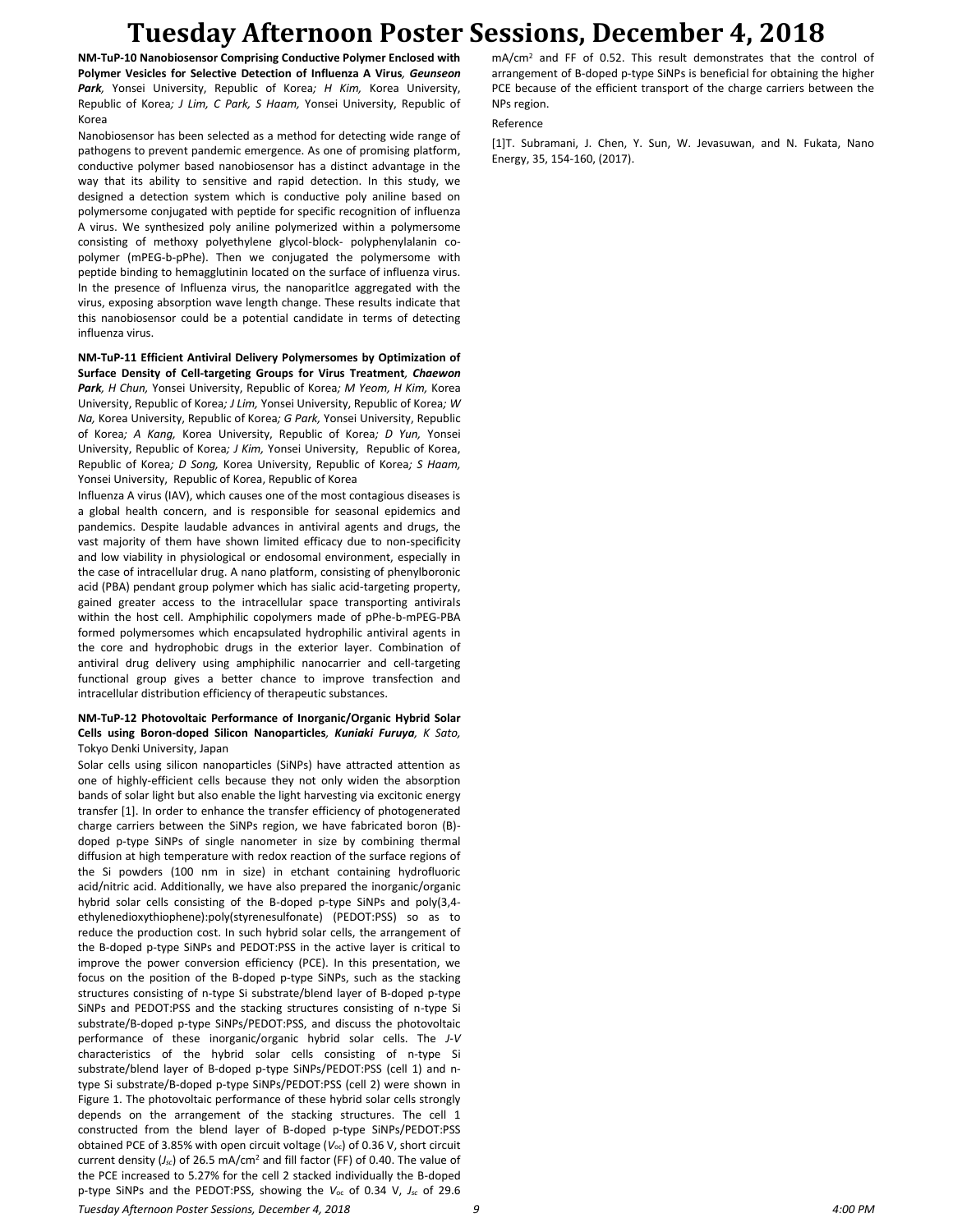**NM-TuP-10 Nanobiosensor Comprising Conductive Polymer Enclosed with Polymer Vesicles for Selective Detection of Influenza A Virus**, ***Geunseon Park***, Yonsei University, Republic of Korea; *H Kim,* Korea University, Republic of Korea; *J Lim, C Park, S Haam,* Yonsei University, Republic of Korea

Nanobiosensor has been selected as a method for detecting wide range of pathogens to prevent pandemic emergence. As one of promising platform, conductive polymer based nanobiosensor has a distinct advantage in the way that its ability to sensitive and rapid detection. In this study, we designed a detection system which is conductive poly aniline based on polymersome conjugated with peptide for specific recognition of influenza A virus. We synthesized poly aniline polymerized within a polymersome consisting of methoxy polyethylene glycol-block- polyphenylalanin co-polymer (mPEG-b-pPhe). Then we conjugated the polymersome with peptide binding to hemagglutinin located on the surface of influenza virus. In the presence of Influenza virus, the nanoparitlce aggregated with the virus, exposing absorption wave length change. These results indicate that this nanobiosensor could be a potential candidate in terms of detecting influenza virus.

**NM-TuP-11 Efficient Antiviral Delivery Polymersomes by Optimization of Surface Density of Cell-targeting Groups for Virus Treatment**, ***Chaewon Park***, *H Chun,* Yonsei University, Republic of Korea; *M Yeom, H Kim,* Korea University, Republic of Korea; *J Lim,* Yonsei University, Republic of Korea; *W Na,* Korea University, Republic of Korea; *G Park,* Yonsei University, Republic of Korea; *A Kang,* Korea University, Republic of Korea; *D Yun,* Yonsei University, Republic of Korea; *J Kim,* Yonsei University, Republic of Korea, Republic of Korea; *D Song,* Korea University, Republic of Korea; *S Haam,* Yonsei University, Republic of Korea, Republic of Korea

Influenza A virus (IAV), which causes one of the most contagious diseases is a global health concern, and is responsible for seasonal epidemics and pandemics. Despite laudable advances in antiviral agents and drugs, the vast majority of them have shown limited efficacy due to non-specificity and low viability in physiological or endosomal environment, especially in the case of intracellular drug. A nano platform, consisting of phenylboronic acid (PBA) pendant group polymer which has sialic acid-targeting property, gained greater access to the intracellular space transporting antivirals within the host cell. Amphiphilic copolymers made of pPhe-b-mPEG-PBA formed polymersomes which encapsulated hydrophilic antiviral agents in the core and hydrophobic drugs in the exterior layer. Combination of antiviral drug delivery using amphiphilic nanocarrier and cell-targeting functional group gives a better chance to improve transfection and intracellular distribution efficiency of therapeutic substances.

**NM-TuP-12 Photovoltaic Performance of Inorganic/Organic Hybrid Solar Cells using Boron-doped Silicon Nanoparticles**, ***Kuniaki Furuya***, *K Sato,* Tokyo Denki University, Japan

Solar cells using silicon nanoparticles (SiNPs) have attracted attention as one of highly-efficient cells because they not only widen the absorption bands of solar light but also enable the light harvesting via excitonic energy transfer [1]. In order to enhance the transfer efficiency of photogenerated charge carriers between the SiNPs region, we have fabricated boron (B)-doped p-type SiNPs of single nanometer in size by combining thermal diffusion at high temperature with redox reaction of the surface regions of the Si powders (100 nm in size) in etchant containing hydrofluoric acid/nitric acid. Additionally, we have also prepared the inorganic/organic hybrid solar cells consisting of the B-doped p-type SiNPs and poly(3,4-ethylenedioxythiophene):poly(styrenesulfonate) (PEDOT:PSS) so as to reduce the production cost. In such hybrid solar cells, the arrangement of the B-doped p-type SiNPs and PEDOT:PSS in the active layer is critical to improve the power conversion efficiency (PCE). In this presentation, we focus on the position of the B-doped p-type SiNPs, such as the stacking structures consisting of n-type Si substrate/blend layer of B-doped p-type SiNPs and PEDOT:PSS and the stacking structures consisting of n-type Si substrate/B-doped p-type SiNPs/PEDOT:PSS, and discuss the photovoltaic performance of these inorganic/organic hybrid solar cells. The *J-V* characteristics of the hybrid solar cells consisting of n-type Si substrate/blend layer of B-doped p-type SiNPs/PEDOT:PSS (cell 1) and n-type Si substrate/B-doped p-type SiNPs/PEDOT:PSS (cell 2) were shown in Figure 1. The photovoltaic performance of these hybrid solar cells strongly depends on the arrangement of the stacking structures. The cell 1 constructed from the blend layer of B-doped p-type SiNPs/PEDOT:PSS obtained PCE of 3.85% with open circuit voltage ($V_{oc}$) of 0.36 V, short circuit current density ($J_{sc}$) of 26.5 mA/cm$^2$ and fill factor (FF) of 0.40. The value of the PCE increased to 5.27% for the cell 2 stacked individually the B-doped p-type SiNPs and the PEDOT:PSS, showing the $V_{oc}$ of 0.34 V, $J_{sc}$ of 29.6 mA/cm$^2$ and FF of 0.52. This result demonstrates that the control of arrangement of B-doped p-type SiNPs is beneficial for obtaining the higher PCE because of the efficient transport of the charge carriers between the NPs region.

Reference

[1]T. Subramani, J. Chen, Y. Sun, W. Jevasuwan, and N. Fukata, Nano Energy, 35, 154-160, (2017).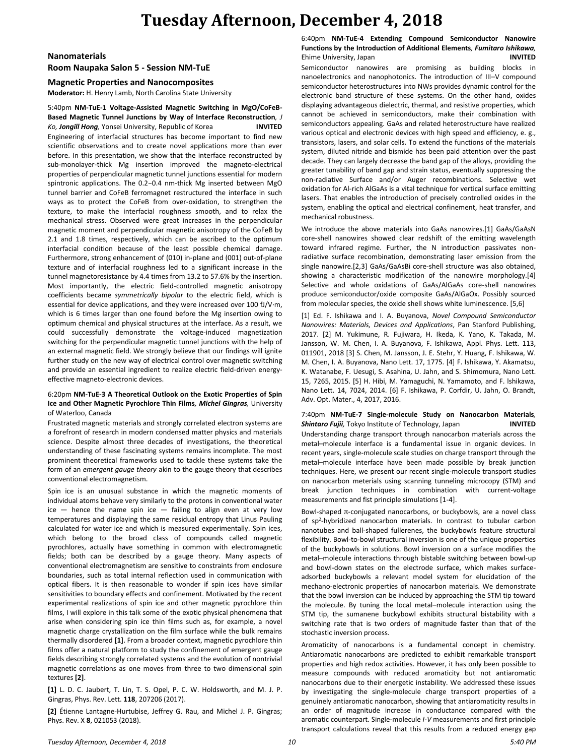# Tuesday Afternoon, December 4, 2018

## Nanomaterials

### Room Naupaka Salon 5 - Session NM-TuE

### Magnetic Properties and Nanocomposites

**Moderator:** H. Henry Lamb, North Carolina State University

5:40pm **NM-TuE-1 Voltage-Assisted Magnetic Switching in MgO/CoFeB-Based Magnetic Tunnel Junctions by Way of Interface Reconstruction**, *J Ko*, ***Jongill Hong***, Yonsei University, Republic of Korea **INVITED**

Engineering of interfacial structures has become important to find new scientific observations and to create novel applications more than ever before. In this presentation, we show that the interface reconstructed by sub-monolayer-thick Mg insertion improved the magneto-electrical properties of perpendicular magnetic tunnel junctions essential for modern spintronic applications. The 0.2−0.4 nm-thick Mg inserted between MgO tunnel barrier and CoFeB ferromagnet restructured the interface in such ways as to protect the CoFeB from over-oxidation, to strengthen the texture, to make the interfacial roughness smooth, and to relax the mechanical stress. Observed were great increases in the perpendicular magnetic moment and perpendicular magnetic anisotropy of the CoFeB by 2.1 and 1.8 times, respectively, which can be ascribed to the optimum interfacial condition because of the least possible chemical damage. Furthermore, strong enhancement of (010) in-plane and (001) out-of-plane texture and of interfacial roughness led to a significant increase in the tunnel magnetoresistance by 4.4 times from 13.2 to 57.6% by the insertion. Most importantly, the electric field-controlled magnetic anisotropy coefficients became *symmetrically bipolar* to the electric field, which is essential for device applications, and they were increased over 100 fJ/V·m, which is 6 times larger than one found before the Mg insertion owing to optimum chemical and physical structures at the interface. As a result, we could successfully demonstrate the voltage-induced magnetization switching for the perpendicular magnetic tunnel junctions with the help of an external magnetic field. We strongly believe that our findings will ignite further study on the new way of electrical control over magnetic switching and provide an essential ingredient to realize electric field-driven energy-effective magneto-electronic devices.

6:20pm **NM-TuE-3 A Theoretical Outlook on the Exotic Properties of Spin Ice and Other Magnetic Pyrochlore Thin Films**, ***Michel Gingras***, University of Waterloo, Canada

Frustrated magnetic materials and strongly correlated electron systems are a forefront of research in modern condensed matter physics and materials science. Despite almost three decades of investigations, the theoretical understanding of these fascinating systems remains incomplete. The most prominent theoretical frameworks used to tackle these systems take the form of an *emergent gauge theory* akin to the gauge theory that describes conventional electromagnetism.

Spin ice is an unusual substance in which the magnetic moments of individual atoms behave very similarly to the protons in conventional water ice — hence the name spin ice — failing to align even at very low temperatures and displaying the same residual entropy that Linus Pauling calculated for water ice and which is measured experimentally. Spin ices, which belong to the broad class of compounds called magnetic pyrochlores, actually have something in common with electromagnetic fields; both can be described by a gauge theory. Many aspects of conventional electromagnetism are sensitive to constraints from enclosure boundaries, such as total internal reflection used in communication with optical fibers. It is then reasonable to wonder if spin ices have similar sensitivities to boundary effects and confinement. Motivated by the recent experimental realizations of spin ice and other magnetic pyrochlore thin films, I will explore in this talk some of the exotic physical phenomena that arise when considering spin ice thin films such as, for example, a novel magnetic charge crystallization on the film surface while the bulk remains thermally disordered **[1]**. From a broader context, magnetic pyrochlore thin films offer a natural platform to study the confinement of emergent gauge fields describing strongly correlated systems and the evolution of nontrivial magnetic correlations as one moves from three to two dimensional spin textures **[2]**.

**[1]** L. D. C. Jaubert, T. Lin, T. S. Opel, P. C. W. Holdsworth, and M. J. P. Gingras, Phys. Rev. Lett. **118**, 207206 (2017).

**[2]** Étienne Lantagne-Hurtubise, Jeffrey G. Rau, and Michel J. P. Gingras; Phys. Rev. X **8**, 021053 (2018).

6:40pm **NM-TuE-4 Extending Compound Semiconductor Nanowire Functions by the Introduction of Additional Elements**, ***Fumitaro Ishikawa***, Ehime University, Japan **INVITED**

Semiconductor nanowires are promising as building blocks in nanoelectronics and nanophotonics. The introduction of III–V compound semiconductor heterostructures into NWs provides dynamic control for the electronic band structure of these systems. On the other hand, oxides displaying advantageous dielectric, thermal, and resistive properties, which cannot be achieved in semiconductors, make their combination with semiconductors appealing. GaAs and related heterostructure have realized various optical and electronic devices with high speed and efficiency, e. g., transistors, lasers, and solar cells. To extend the functions of the materials system, diluted nitride and bismide has been paid attention over the past decade. They can largely decrease the band gap of the alloys, providing the greater tunability of band gap and strain status, eventually suppressing the non-radiative Surface and/or Auger recombinations. Selective wet oxidation for Al-rich AlGaAs is a vital technique for vertical surface emitting lasers. That enables the introduction of precisely controlled oxides in the system, enabling the optical and electrical confinement, heat transfer, and mechanical robustness.

We introduce the above materials into GaAs nanowires.[1] GaAs/GaAsN core-shell nanowires showed clear redshift of the emitting wavelength toward infrared regime. Further, the N introduction passivates non-radiative surface recombination, demonstrating laser emission from the single nanowire.[2,3] GaAs/GaAsBi core-shell structure was also obtained, showing a characteristic modification of the nanowire morphology.[4] Selective and whole oxidations of GaAs/AlGaAs core-shell nanowires produce semiconductor/oxide composite GaAs/AlGaOx. Possibly sourced from molecular species, the oxide shell shows white luminescence. [5,6]

[1] Ed. F. Ishikawa and I. A. Buyanova, *Novel Compound Semiconductor Nanowires: Materials, Devices and Applications*, Pan Stanford Publishing, 2017. [2] M. Yukimune, R. Fujiwara, H. Ikeda, K. Yano, K. Takada, M. Jansson, W. M. Chen, I. A. Buyanova, F. Ishikawa, Appl. Phys. Lett. 113, 011901, 2018 [3] S. Chen, M. Jansson, J. E. Stehr, Y. Huang, F. Ishikawa, W. M. Chen, I. A. Buyanova, Nano Lett. 17, 1775. [4] F. Ishikawa, Y. Akamatsu, K. Watanabe, F. Uesugi, S. Asahina, U. Jahn, and S. Shimomura, Nano Lett. 15, 7265, 2015. [5] H. Hibi, M. Yamaguchi, N. Yamamoto, and F. Ishikawa, Nano Lett. 14, 7024, 2014. [6] F. Ishikawa, P. Corfdir, U. Jahn, O. Brandt, Adv. Opt. Mater., 4, 2017, 2016.

7:40pm **NM-TuE-7 Single-molecule Study on Nanocarbon Materials**, ***Shintaro Fujii***, Tokyo Institute of Technology, Japan **INVITED**

Understanding charge transport through nanocarbon materials across the metal–molecule interface is a fundamental issue in organic devices. In recent years, single-molecule scale studies on charge transport through the metal–molecule interface have been made possible by break junction techniques. Here, we present our recent single-molecule transport studies on nanocarbon meterials using scanning tunneling microcopy (STM) and break junction techniques in combination with current-voltage measurements and fist principle simulations [1-4].

Bowl-shaped π-conjugated nanocarbons, or buckybowls, are a novel class of $sp^2$-hybridized nanocarbon materials. In contrast to tubular carbon nanotubes and ball-shaped fullerenes, the buckybowls feature structural flexibility. Bowl-to-bowl structural inversion is one of the unique properties of the buckybowls in solutions. Bowl inversion on a surface modifies the metal–molecule interactions through bistable switching between bowl-up and bowl-down states on the electrode surface, which makes surface-adsorbed buckybowls a relevant model system for elucidation of the mechano-electronic properties of nanocarbon materials. We demonstrate that the bowl inversion can be induced by approaching the STM tip toward the molecule. By tuning the local metal–molecule interaction using the STM tip, the sumanene buckybowl exhibits structural bistability with a switching rate that is two orders of magnitude faster than that of the stochastic inversion process.

Aromaticity of nanocarbons is a fundamental concept in chemistry. Antiaromatic nanocarbons are predicted to exhibit remarkable transport properties and high redox activities. However, it has only been possible to measure compounds with reduced aromaticity but not antiaromatic nanocarbons due to their energetic instability. We addressed these issues by investigating the single-molecule charge transport properties of a genuinely antiaromatic nanocarbon, showing that antiaromaticity results in an order of magnitude increase in conductance compared with the aromatic counterpart. Single-molecule *I-V* measurements and first principle transport calculations reveal that this results from a reduced energy gap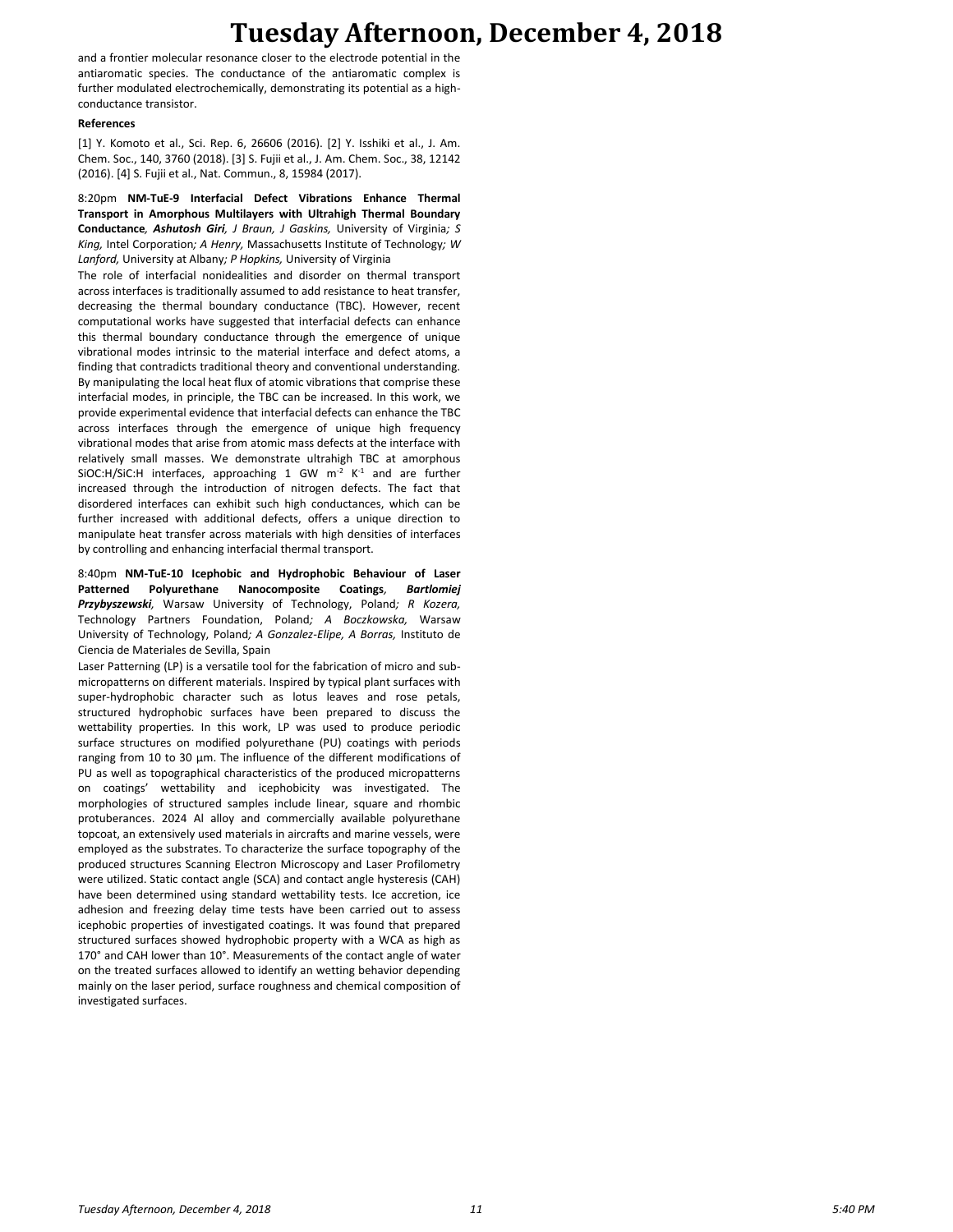and a frontier molecular resonance closer to the electrode potential in the antiaromatic species. The conductance of the antiaromatic complex is further modulated electrochemically, demonstrating its potential as a high-conductance transistor.

**References**

[1] Y. Komoto et al., Sci. Rep. 6, 26606 (2016). [2] Y. Isshiki et al., J. Am. Chem. Soc., 140, 3760 (2018). [3] S. Fujii et al., J. Am. Chem. Soc., 38, 12142 (2016). [4] S. Fujii et al., Nat. Commun., 8, 15984 (2017).

8:20pm **NM-TuE-9 Interfacial Defect Vibrations Enhance Thermal Transport in Amorphous Multilayers with Ultrahigh Thermal Boundary Conductance**, ***Ashutosh Giri***, *J Braun, J Gaskins,* University of Virginia*; S King,* Intel Corporation*; A Henry,* Massachusetts Institute of Technology*; W Lanford,* University at Albany*; P Hopkins,* University of Virginia

The role of interfacial nonidealities and disorder on thermal transport across interfaces is traditionally assumed to add resistance to heat transfer, decreasing the thermal boundary conductance (TBC). However, recent computational works have suggested that interfacial defects can enhance this thermal boundary conductance through the emergence of unique vibrational modes intrinsic to the material interface and defect atoms, a finding that contradicts traditional theory and conventional understanding. By manipulating the local heat flux of atomic vibrations that comprise these interfacial modes, in principle, the TBC can be increased. In this work, we provide experimental evidence that interfacial defects can enhance the TBC across interfaces through the emergence of unique high frequency vibrational modes that arise from atomic mass defects at the interface with relatively small masses. We demonstrate ultrahigh TBC at amorphous SiOC:H/SiC:H interfaces, approaching 1 GW $m^{-2}$ $K^{-1}$ and are further increased through the introduction of nitrogen defects. The fact that disordered interfaces can exhibit such high conductances, which can be further increased with additional defects, offers a unique direction to manipulate heat transfer across materials with high densities of interfaces by controlling and enhancing interfacial thermal transport.

8:40pm **NM-TuE-10 Icephobic and Hydrophobic Behaviour of Laser Patterned Polyurethane Nanocomposite Coatings**, ***Bartlomiej Przybyszewski***, Warsaw University of Technology, Poland*; R Kozera,* Technology Partners Foundation, Poland*; A Boczkowska,* Warsaw University of Technology, Poland*; A Gonzalez-Elipe, A Borras,* Instituto de Ciencia de Materiales de Sevilla, Spain

Laser Patterning (LP) is a versatile tool for the fabrication of micro and sub-micropatterns on different materials. Inspired by typical plant surfaces with super-hydrophobic character such as lotus leaves and rose petals, structured hydrophobic surfaces have been prepared to discuss the wettability properties. In this work, LP was used to produce periodic surface structures on modified polyurethane (PU) coatings with periods ranging from 10 to 30 µm. The influence of the different modifications of PU as well as topographical characteristics of the produced micropatterns on coatings' wettability and icephobicity was investigated. The morphologies of structured samples include linear, square and rhombic protuberances. 2024 Al alloy and commercially available polyurethane topcoat, an extensively used materials in aircrafts and marine vessels, were employed as the substrates. To characterize the surface topography of the produced structures Scanning Electron Microscopy and Laser Profilometry were utilized. Static contact angle (SCA) and contact angle hysteresis (CAH) have been determined using standard wettability tests. Ice accretion, ice adhesion and freezing delay time tests have been carried out to assess icephobic properties of investigated coatings. It was found that prepared structured surfaces showed hydrophobic property with a WCA as high as 170° and CAH lower than 10°. Measurements of the contact angle of water on the treated surfaces allowed to identify an wetting behavior depending mainly on the laser period, surface roughness and chemical composition of investigated surfaces.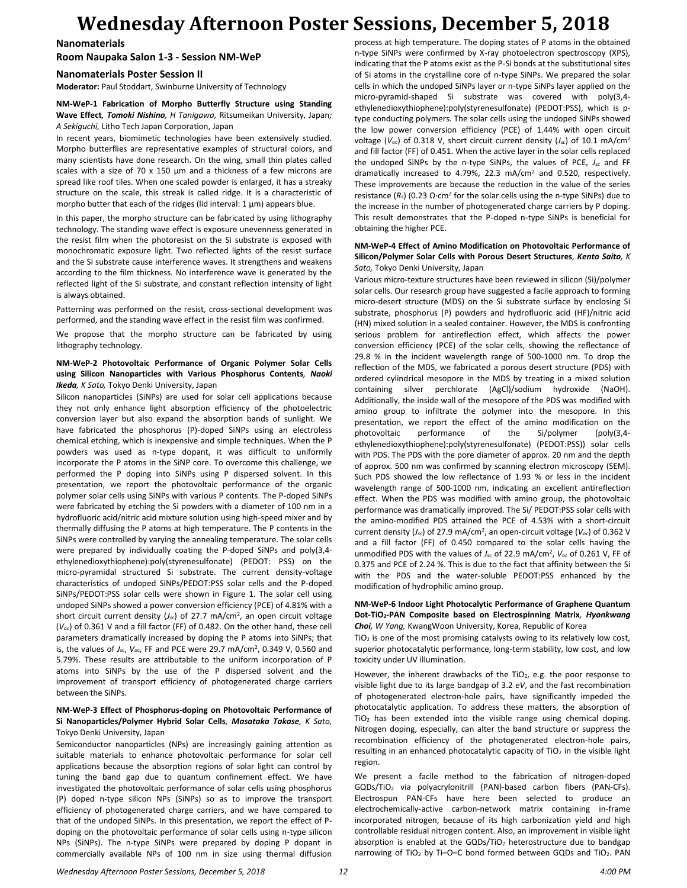# Wednesday Afternoon Poster Sessions, December 5, 2018

## Nanomaterials

### Room Naupaka Salon 1-3 - Session NM-WeP

### Nanomaterials Poster Session II

**Moderator:** Paul Stoddart, Swinburne University of Technology

**NM-WeP-1 Fabrication of Morpho Butterfly Structure using Standing Wave Effect**, ***Tomoki Nishino**, H Tanigawa,* Ritsumeikan University, Japan*; A Sekiguchi,* Litho Tech Japan Corporation, Japan

In recent years, biomimetic technologies have been extensively studied. Morpho butterflies are representative examples of structural colors, and many scientists have done research. On the wing, small thin plates called scales with a size of 70 x 150 µm and a thickness of a few microns are spread like roof tiles. When one scaled powder is enlarged, it has a streaky structure on the scale, this streak is called ridge. It is a characteristic of morpho butter that each of the ridges (lid interval: 1 µm) appears blue.

In this paper, the morpho structure can be fabricated by using lithography technology. The standing wave effect is exposure unevenness generated in the resist film when the photoresist on the Si substrate is exposed with monochromatic exposure light. Two reflected lights of the resist surface and the Si substrate cause interference waves. It strengthens and weakens according to the film thickness. No interference wave is generated by the reflected light of the Si substrate, and constant reflection intensity of light is always obtained.

Patterning was performed on the resist, cross-sectional development was performed, and the standing wave effect in the resist film was confirmed.

We propose that the morpho structure can be fabricated by using lithography technology.

**NM-WeP-2 Photovoltaic Performance of Organic Polymer Solar Cells using Silicon Nanoparticles with Various Phosphorus Contents**, ***Naoki Ikeda**, K Sato,* Tokyo Denki University, Japan

Silicon nanoparticles (SiNPs) are used for solar cell applications because they not only enhance light absorption efficiency of the photoelectric conversion layer but also expand the absorption bands of sunlight. We have fabricated the phosphorus (P)-doped SiNPs using an electroless chemical etching, which is inexpensive and simple techniques. When the P powders was used as n-type dopant, it was difficult to uniformly incorporate the P atoms in the SiNP core. To overcome this challenge, we performed the P doping into SiNPs using P dispersed solvent. In this presentation, we report the photovoltaic performance of the organic polymer solar cells using SiNPs with various P contents. The P-doped SiNPs were fabricated by etching the Si powders with a diameter of 100 nm in a hydrofluoric acid/nitric acid mixture solution using high-speed mixer and by thermally diffusing the P atoms at high temperature. The P contents in the SiNPs were controlled by varying the annealing temperature. The solar cells were prepared by individually coating the P-doped SiNPs and poly(3,4-ethylenedioxythiophene):poly(styrenesulfonate) (PEDOT: PSS) on the micro-pyramidal structured Si substrate. The current density-voltage characteristics of undoped SiNPs/PEDOT:PSS solar cells and the P-doped SiNPs/PEDOT:PSS solar cells were shown in Figure 1. The solar cell using undoped SiNPs showed a power conversion efficiency (PCE) of 4.81% with a short circuit current density ($J_{sc}$) of 27.7 mA/cm$^2$, an open circuit voltage ($V_{oc}$) of 0.361 V and a fill factor (FF) of 0.482. On the other hand, these cell parameters dramatically increased by doping the P atoms into SiNPs; that is, the values of $J_{sc}$, $V_{oc}$, FF and PCE were 29.7 mA/cm$^2$, 0.349 V, 0.560 and 5.79%. These results are attributable to the uniform incorporation of P atoms into SiNPs by the use of the P dispersed solvent and the improvement of transport efficiency of photogenerated charge carriers between the SiNPs.

**NM-WeP-3 Effect of Phosphorus-doping on Photovoltaic Performance of Si Nanoparticles/Polymer Hybrid Solar Cells**, ***Masataka Takase**, K Sato,* Tokyo Denki University, Japan

Semiconductor nanoparticles (NPs) are increasingly gaining attention as suitable materials to enhance photovoltaic performance for solar cell applications because the absorption regions of solar light can control by tuning the band gap due to quantum confinement effect. We have investigated the photovoltaic performance of solar cells using phosphorus (P) doped n-type silicon NPs (SiNPs) so as to improve the transport efficiency of photogenerated charge carriers, and we have compared to that of the undoped SiNPs. In this presentation, we report the effect of P-doping on the photovoltaic performance of solar cells using n-type silicon NPs (SiNPs). The n-type SiNPs were prepared by doping P dopant in commercially available NPs of 100 nm in size using thermal diffusion process at high temperature. The doping states of P atoms in the obtained n-type SiNPs were confirmed by X-ray photoelectron spectroscopy (XPS), indicating that the P atoms exist as the P-Si bonds at the substitutional sites of Si atoms in the crystalline core of n-type SiNPs. We prepared the solar cells in which the undoped SiNPs layer or n-type SiNPs layer applied on the micro-pyramid-shaped Si substrate was covered with poly(3,4-ethylenedioxythiophene):poly(styrenesulfonate) (PEDOT:PSS), which is p-type conducting polymers. The solar cells using the undoped SiNPs showed the low power conversion efficiency (PCE) of 1.44% with open circuit voltage ($V_{oc}$) of 0.318 V, short circuit current density ($J_{sc}$) of 10.1 mA/cm$^2$ and fill factor (FF) of 0.451. When the active layer in the solar cells replaced the undoped SiNPs by the n-type SiNPs, the values of PCE, $J_{sc}$ and FF dramatically increased to 4.79%, 22.3 mA/cm$^2$ and 0.520, respectively. These improvements are because the reduction in the value of the series resistance ($R_s$) (0.23 Ω·cm$^2$ for the solar cells using the n-type SiNPs) due to the increase in the number of photogenerated charge carriers by P doping. This result demonstrates that the P-doped n-type SiNPs is beneficial for obtaining the higher PCE.

**NM-WeP-4 Effect of Amino Modification on Photovoltaic Performance of Silicon/Polymer Solar Cells with Porous Desert Structures**, ***Kento Saito**, K Sato,* Tokyo Denki University, Japan

Various micro-texture structures have been reviewed in silicon (Si)/polymer solar cells. Our research group have suggested a facile approach to forming micro-desert structure (MDS) on the Si substrate surface by enclosing Si substrate, phosphorus (P) powders and hydrofluoric acid (HF)/nitric acid (HN) mixed solution in a sealed container. However, the MDS is confronting serious problem for antireflection effect, which affects the power conversion efficiency (PCE) of the solar cells, showing the reflectance of 29.8 % in the incident wavelength range of 500-1000 nm. To drop the reflection of the MDS, we fabricated a porous desert structure (PDS) with ordered cylindrical mesopore in the MDS by treating in a mixed solution containing silver perchlorate (AgCl)/sodium hydroxide (NaOH). Additionally, the inside wall of the mesopore of the PDS was modified with amino group to infiltrate the polymer into the mesopore. In this presentation, we report the effect of the amino modification on the photovoltaic performance of the Si/polymer (poly(3,4-ethylenedioxythiophene):poly(styrenesulfonate) (PEDOT:PSS)) solar cells with PDS. The PDS with the pore diameter of approx. 20 nm and the depth of approx. 500 nm was confirmed by scanning electron microscopy (SEM). Such PDS showed the low reflectance of 1.93 % or less in the incident wavelength range of 500-1000 nm, indicating an excellent antireflection effect. When the PDS was modified with amino group, the photovoltaic performance was dramatically improved. The Si/ PEDOT:PSS solar cells with the amino-modified PDS attained the PCE of 4.53% with a short-circuit current density ($J_{sc}$) of 27.9 mA/cm$^2$, an open-circuit voltage ($V_{oc}$) of 0.362 V and a fill factor (FF) of 0.450 compared to the solar cells having the unmodified PDS with the values of $J_{sc}$ of 22.9 mA/cm$^2$, $V_{oc}$ of 0.261 V, FF of 0.375 and PCE of 2.24 %. This is due to the fact that affinity between the Si with the PDS and the water-soluble PEDOT:PSS enhanced by the modification of hydrophilic amino group.

**NM-WeP-6 Indoor Light Photocalytic Performance of Graphene Quantum Dot-$TiO_2$-PAN Composite based on Electrospinning Matrix**, ***Hyonkwang Choi**, W Yang,* KwangWoon University, Korea, Republic of Korea

$TiO_2$ is one of the most promising catalysts owing to its relatively low cost, superior photocatalytic performance, long-term stability, low cost, and low toxicity under UV illumination.

However, the inherent drawbacks of the $TiO_2$, e.g. the poor response to visible light due to its large bandgap of 3.2 *eV*, and the fast recombination of photogenerated electron-hole pairs, have significantly impeded the photocatalytic application. To address these matters, the absorption of $TiO_2$ has been extended into the visible range using chemical doping. Nitrogen doping, especially, can alter the band structure or suppress the recombination efficiency of the photogenerated electron-hole pairs, resulting in an enhanced photocatalytic capacity of $TiO_2$ in the visible light region.

We present a facile method to the fabrication of nitrogen-doped GQDs/$TiO_2$ via polyacrylonitrill (PAN)-based carbon fibers (PAN-CFs). Electrospun PAN-CFs have been selected to produce an electrochemically-active carbon-network matrix containing in-frame incorporated nitrogen, because of its high carbonization yield and high controllable residual nitrogen content. Also, an improvement in visible light absorption is enabled at the GQDs/$TiO_2$ heterostructure due to bandgap narrowing of $TiO_2$ by Ti–O–C bond formed between GQDs and $TiO_2$. PAN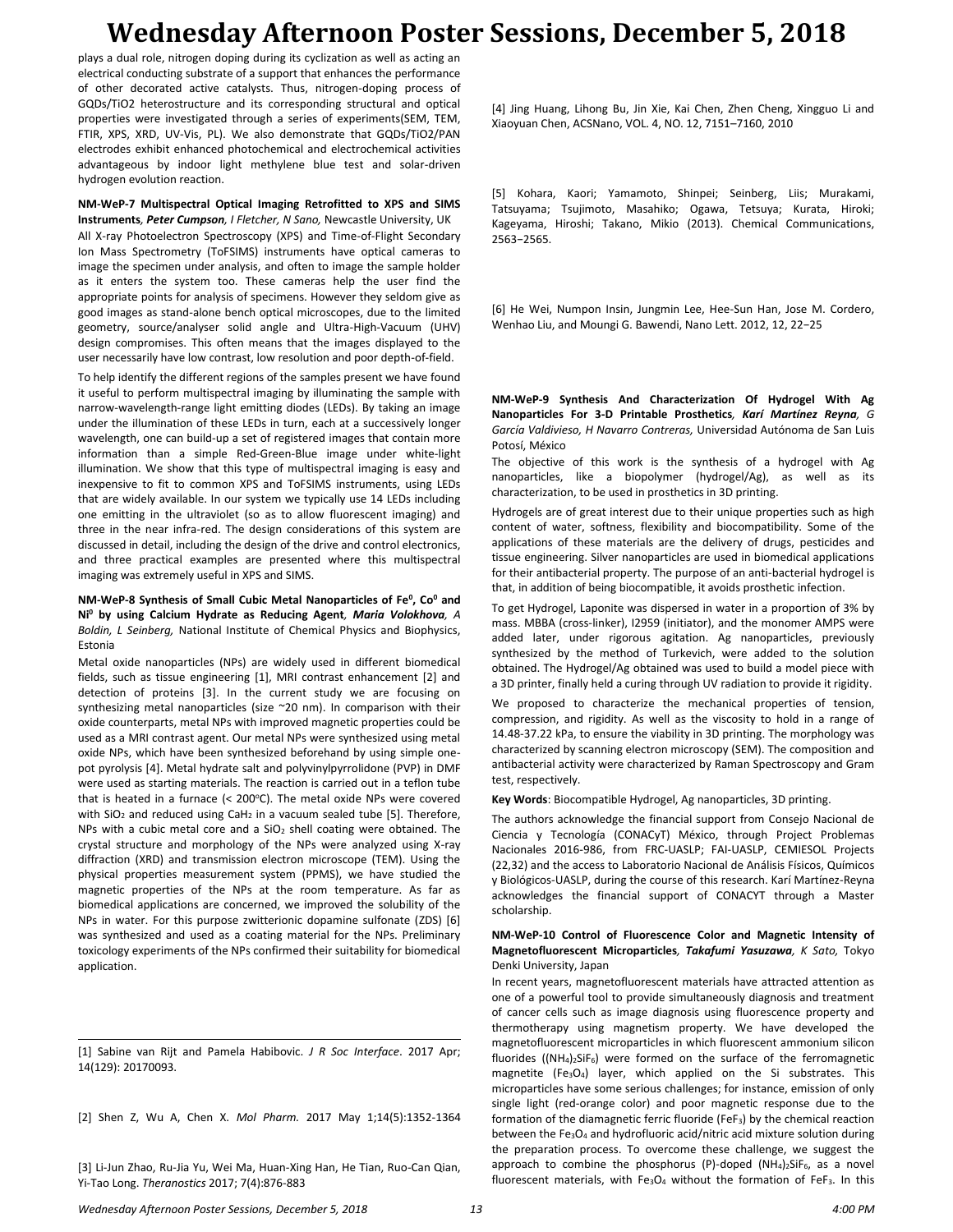plays a dual role, nitrogen doping during its cyclization as well as acting an electrical conducting substrate of a support that enhances the performance of other decorated active catalysts. Thus, nitrogen-doping process of GQDs/TiO2 heterostructure and its corresponding structural and optical properties were investigated through a series of experiments(SEM, TEM, FTIR, XPS, XRD, UV-Vis, PL). We also demonstrate that GQDs/TiO2/PAN electrodes exhibit enhanced photochemical and electrochemical activities advantageous by indoor light methylene blue test and solar-driven hydrogen evolution reaction.

**NM-WeP-7 Multispectral Optical Imaging Retrofitted to XPS and SIMS Instruments**, ***Peter Cumpson**, I Fletcher, N Sano,* Newcastle University, UK

All X-ray Photoelectron Spectroscopy (XPS) and Time-of-Flight Secondary Ion Mass Spectrometry (ToFSIMS) instruments have optical cameras to image the specimen under analysis, and often to image the sample holder as it enters the system too. These cameras help the user find the appropriate points for analysis of specimens. However they seldom give as good images as stand-alone bench optical microscopes, due to the limited geometry, source/analyser solid angle and Ultra-High-Vacuum (UHV) design compromises. This often means that the images displayed to the user necessarily have low contrast, low resolution and poor depth-of-field.

To help identify the different regions of the samples present we have found it useful to perform multispectral imaging by illuminating the sample with narrow-wavelength-range light emitting diodes (LEDs). By taking an image under the illumination of these LEDs in turn, each at a successively longer wavelength, one can build-up a set of registered images that contain more information than a simple Red-Green-Blue image under white-light illumination. We show that this type of multispectral imaging is easy and inexpensive to fit to common XPS and ToFSIMS instruments, using LEDs that are widely available. In our system we typically use 14 LEDs including one emitting in the ultraviolet (so as to allow fluorescent imaging) and three in the near infra-red. The design considerations of this system are discussed in detail, including the design of the drive and control electronics, and three practical examples are presented where this multispectral imaging was extremely useful in XPS and SIMS.

**NM-WeP-8 Synthesis of Small Cubic Metal Nanoparticles of $Fe^0$, $Co^0$ and $Ni^0$ by using Calcium Hydrate as Reducing Agent**, ***Maria Volokhova**, A Boldin, L Seinberg,* National Institute of Chemical Physics and Biophysics, Estonia

Metal oxide nanoparticles (NPs) are widely used in different biomedical fields, such as tissue engineering [1], MRI contrast enhancement [2] and detection of proteins [3]. In the current study we are focusing on synthesizing metal nanoparticles (size ~20 nm). In comparison with their oxide counterparts, metal NPs with improved magnetic properties could be used as a MRI contrast agent. Our metal NPs were synthesized using metal oxide NPs, which have been synthesized beforehand by using simple one-pot pyrolysis [4]. Metal hydrate salt and polyvinylpyrrolidone (PVP) in DMF were used as starting materials. The reaction is carried out in a teflon tube that is heated in a furnace (< 200°C). The metal oxide NPs were covered with $SiO_2$ and reduced using $CaH_2$ in a vacuum sealed tube [5]. Therefore, NPs with a cubic metal core and a $SiO_2$ shell coating were obtained. The crystal structure and morphology of the NPs were analyzed using X-ray diffraction (XRD) and transmission electron microscope (TEM). Using the physical properties measurement system (PPMS), we have studied the magnetic properties of the NPs at the room temperature. As far as biomedical applications are concerned, we improved the solubility of the NPs in water. For this purpose zwitterionic dopamine sulfonate (ZDS) [6] was synthesized and used as a coating material for the NPs. Preliminary toxicology experiments of the NPs confirmed their suitability for biomedical application.

[1] Sabine van Rijt and Pamela Habibovic. *J R Soc Interface*. 2017 Apr; 14(129): 20170093.

[2] Shen Z, Wu A, Chen X. *Mol Pharm.* 2017 May 1;14(5):1352-1364

[3] Li-Jun Zhao, Ru-Jia Yu, Wei Ma, Huan-Xing Han, He Tian, Ruo-Can Qian, Yi-Tao Long. *Theranostics* 2017; 7(4):876-883

[4] Jing Huang, Lihong Bu, Jin Xie, Kai Chen, Zhen Cheng, Xingguo Li and Xiaoyuan Chen, ACSNano, VOL. 4, NO. 12, 7151–7160, 2010

[5] Kohara, Kaori; Yamamoto, Shinpei; Seinberg, Liis; Murakami, Tatsuyama; Tsujimoto, Masahiko; Ogawa, Tetsuya; Kurata, Hiroki; Kageyama, Hiroshi; Takano, Mikio (2013). Chemical Communications, 2563−2565.

[6] He Wei, Numpon Insin, Jungmin Lee, Hee-Sun Han, Jose M. Cordero, Wenhao Liu, and Moungi G. Bawendi, Nano Lett. 2012, 12, 22−25

**NM-WeP-9 Synthesis And Characterization Of Hydrogel With Ag Nanoparticles For 3-D Printable Prosthetics**, ***Karí Martínez Reyna**, G García Valdivieso, H Navarro Contreras,* Universidad Autónoma de San Luis Potosí, México

The objective of this work is the synthesis of a hydrogel with Ag nanoparticles, like a biopolymer (hydrogel/Ag), as well as its characterization, to be used in prosthetics in 3D printing.

Hydrogels are of great interest due to their unique properties such as high content of water, softness, flexibility and biocompatibility. Some of the applications of these materials are the delivery of drugs, pesticides and tissue engineering. Silver nanoparticles are used in biomedical applications for their antibacterial property. The purpose of an anti-bacterial hydrogel is that, in addition of being biocompatible, it avoids prosthetic infection.

To get Hydrogel, Laponite was dispersed in water in a proportion of 3% by mass. MBBA (cross-linker), I2959 (initiator), and the monomer AMPS were added later, under rigorous agitation. Ag nanoparticles, previously synthesized by the method of Turkevich, were added to the solution obtained. The Hydrogel/Ag obtained was used to build a model piece with a 3D printer, finally held a curing through UV radiation to provide it rigidity.

We proposed to characterize the mechanical properties of tension, compression, and rigidity. As well as the viscosity to hold in a range of 14.48-37.22 kPa, to ensure the viability in 3D printing. The morphology was characterized by scanning electron microscopy (SEM). The composition and antibacterial activity were characterized by Raman Spectroscopy and Gram test, respectively.

**Key Words**: Biocompatible Hydrogel, Ag nanoparticles, 3D printing.

The authors acknowledge the financial support from Consejo Nacional de Ciencia y Tecnología (CONACyT) México, through Project Problemas Nacionales 2016-986, from FRC-UASLP; FAI-UASLP, CEMIESOL Projects (22,32) and the access to Laboratorio Nacional de Análisis Físicos, Químicos y Biológicos-UASLP, during the course of this research. Karí Martínez-Reyna acknowledges the financial support of CONACYT through a Master scholarship.

**NM-WeP-10 Control of Fluorescence Color and Magnetic Intensity of Magnetofluorescent Microparticles**, ***Takafumi Yasuzawa**, K Sato,* Tokyo Denki University, Japan

In recent years, magnetofluorescent materials have attracted attention as one of a powerful tool to provide simultaneously diagnosis and treatment of cancer cells such as image diagnosis using fluorescence property and thermotherapy using magnetism property. We have developed the magnetofluorescent microparticles in which fluorescent ammonium silicon fluorides ($(NH_4)_2SiF_6$) were formed on the surface of the ferromagnetic magnetite ($Fe_3O_4$) layer, which applied on the Si substrates. This microparticles have some serious challenges; for instance, emission of only single light (red-orange color) and poor magnetic response due to the formation of the diamagnetic ferric fluoride ($FeF_3$) by the chemical reaction between the $Fe_3O_4$ and hydrofluoric acid/nitric acid mixture solution during the preparation process. To overcome these challenge, we suggest the approach to combine the phosphorus (P)-doped $(NH_4)_2SiF_6$, as a novel fluorescent materials, with $Fe_3O_4$ without the formation of $FeF_3$. In this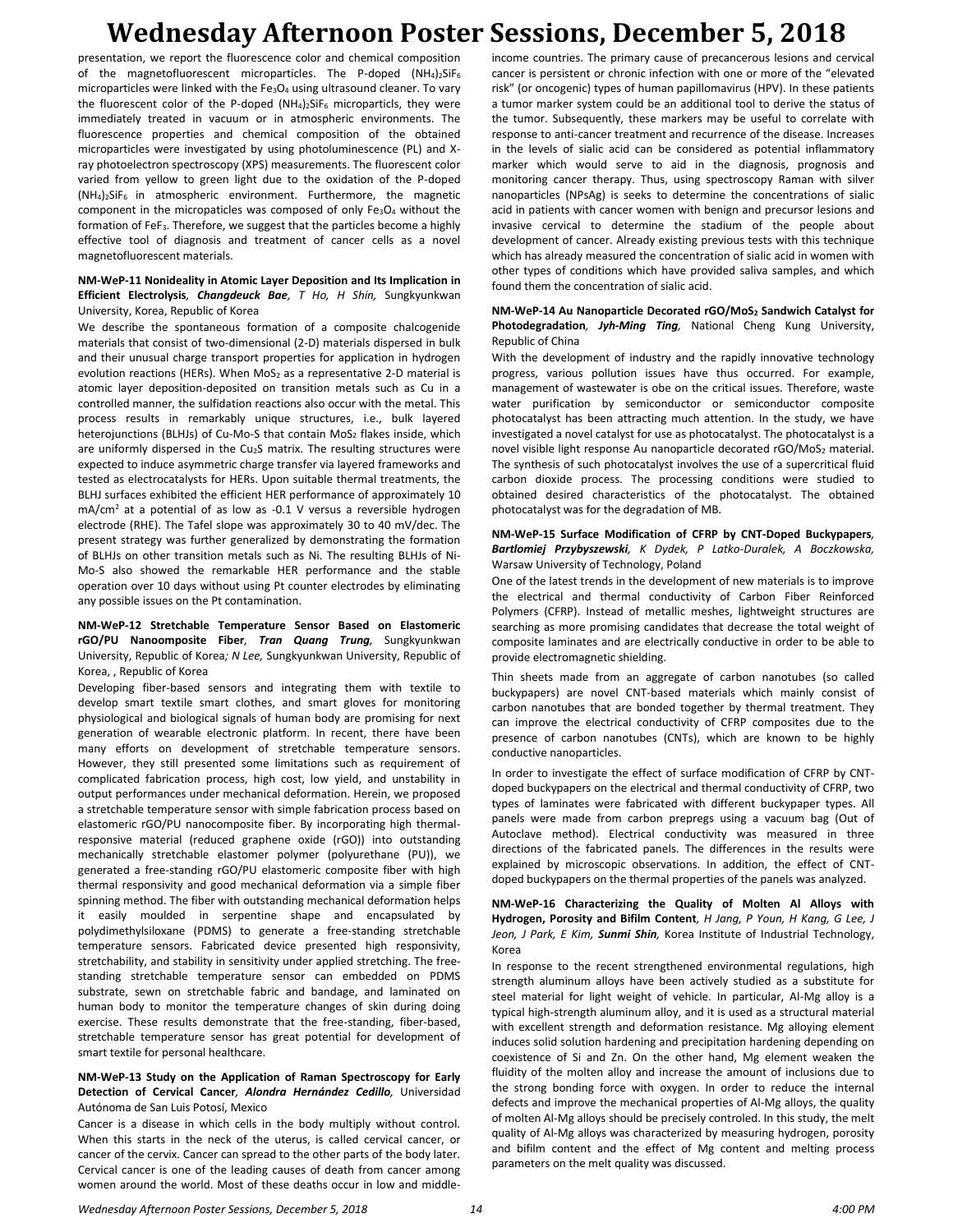presentation, we report the fluorescence color and chemical composition of the magnetofluorescent microparticles. The P-doped $(NH_4)_2SiF_6$ microparticles were linked with the $Fe_3O_4$ using ultrasound cleaner. To vary the fluorescent color of the P-doped $(NH_4)_2SiF_6$ microparticls, they were immediately treated in vacuum or in atmospheric environments. The fluorescence properties and chemical composition of the obtained microparticles were investigated by using photoluminescence (PL) and X-ray photoelectron spectroscopy (XPS) measurements. The fluorescent color varied from yellow to green light due to the oxidation of the P-doped $(NH_4)_2SiF_6$ in atmospheric environment. Furthermore, the magnetic component in the micropaticles was composed of only $Fe_3O_4$ without the formation of $FeF_3$. Therefore, we suggest that the particles become a highly effective tool of diagnosis and treatment of cancer cells as a novel magnetofluorescent materials.

**NM-WeP-11 Nonideality in Atomic Layer Deposition and Its Implication in Efficient Electrolysis**, ***Changdeuck Bae***, *T Ho, H Shin,* Sungkyunkwan University, Korea, Republic of Korea

We describe the spontaneous formation of a composite chalcogenide materials that consist of two-dimensional (2-D) materials dispersed in bulk and their unusual charge transport properties for application in hydrogen evolution reactions (HERs). When $MoS_2$ as a representative 2-D material is atomic layer deposition-deposited on transition metals such as Cu in a controlled manner, the sulfidation reactions also occur with the metal. This process results in remarkably unique structures, i.e., bulk layered heterojunctions (BLHJs) of Cu-Mo-S that contain $MoS_2$ flakes inside, which are uniformly dispersed in the $Cu_2S$ matrix. The resulting structures were expected to induce asymmetric charge transfer via layered frameworks and tested as electrocatalysts for HERs. Upon suitable thermal treatments, the BLHJ surfaces exhibited the efficient HER performance of approximately 10 $mA/cm^2$ at a potential of as low as -0.1 V versus a reversible hydrogen electrode (RHE). The Tafel slope was approximately 30 to 40 mV/dec. The present strategy was further generalized by demonstrating the formation of BLHJs on other transition metals such as Ni. The resulting BLHJs of Ni-Mo-S also showed the remarkable HER performance and the stable operation over 10 days without using Pt counter electrodes by eliminating any possible issues on the Pt contamination.

**NM-WeP-12 Stretchable Temperature Sensor Based on Elastomeric rGO/PU Nanoomposite Fiber**, ***Tran Quang Trung***, Sungkyunkwan University, Republic of Korea; *N Lee,* Sungkyunkwan University, Republic of Korea, , Republic of Korea

Developing fiber-based sensors and integrating them with textile to develop smart textile smart clothes, and smart gloves for monitoring physiological and biological signals of human body are promising for next generation of wearable electronic platform. In recent, there have been many efforts on development of stretchable temperature sensors. However, they still presented some limitations such as requirement of complicated fabrication process, high cost, low yield, and unstability in output performances under mechanical deformation. Herein, we proposed a stretchable temperature sensor with simple fabrication process based on elastomeric rGO/PU nanocomposite fiber. By incorporating high thermal-responsive material (reduced graphene oxide (rGO)) into outstanding mechanically stretchable elastomer polymer (polyurethane (PU)), we generated a free-standing rGO/PU elastomeric composite fiber with high thermal responsivity and good mechanical deformation via a simple fiber spinning method. The fiber with outstanding mechanical deformation helps it easily moulded in serpentine shape and encapsulated by polydimethylsiloxane (PDMS) to generate a free-standing stretchable temperature sensors. Fabricated device presented high responsivity, stretchability, and stability in sensitivity under applied stretching. The free-standing stretchable temperature sensor can embedded on PDMS substrate, sewn on stretchable fabric and bandage, and laminated on human body to monitor the temperature changes of skin during doing exercise. These results demonstrate that the free-standing, fiber-based, stretchable temperature sensor has great potential for development of smart textile for personal healthcare.

**NM-WeP-13 Study on the Application of Raman Spectroscopy for Early Detection of Cervical Cancer**, ***Alondra Hernández Cedillo,*** Universidad Autónoma de San Luis Potosí, Mexico

Cancer is a disease in which cells in the body multiply without control. When this starts in the neck of the uterus, is called cervical cancer, or cancer of the cervix. Cancer can spread to the other parts of the body later. Cervical cancer is one of the leading causes of death from cancer among women around the world. Most of these deaths occur in low and middle-income countries. The primary cause of precancerous lesions and cervical cancer is persistent or chronic infection with one or more of the "elevated risk" (or oncogenic) types of human papillomavirus (HPV). In these patients a tumor marker system could be an additional tool to derive the status of the tumor. Subsequently, these markers may be useful to correlate with response to anti-cancer treatment and recurrence of the disease. Increases in the levels of sialic acid can be considered as potential inflammatory marker which would serve to aid in the diagnosis, prognosis and monitoring cancer therapy. Thus, using spectroscopy Raman with silver nanoparticles (NPsAg) is seeks to determine the concentrations of sialic acid in patients with cancer women with benign and precursor lesions and invasive cervical to determine the stadium of the people about development of cancer. Already existing previous tests with this technique which has already measured the concentration of sialic acid in women with other types of conditions which have provided saliva samples, and which found them the concentration of sialic acid.

**NM-WeP-14 Au Nanoparticle Decorated rGO/$MoS_2$ Sandwich Catalyst for Photodegradation**, ***Jyh-Ming Ting,*** National Cheng Kung University, Republic of China

With the development of industry and the rapidly innovative technology progress, various pollution issues have thus occurred. For example, management of wastewater is obe on the critical issues. Therefore, waste water purification by semiconductor or semiconductor composite photocatalyst has been attracting much attention. In the study, we have investigated a novel catalyst for use as photocatalyst. The photocatalyst is a novel visible light response Au nanoparticle decorated rGO/$MoS_2$ material. The synthesis of such photocatalyst involves the use of a supercritical fluid carbon dioxide process. The processing conditions were studied to obtained desired characteristics of the photocatalyst. The obtained photocatalyst was for the degradation of MB.

**NM-WeP-15 Surface Modification of CFRP by CNT-Doped Buckypapers**, ***Bartlomiej Przybyszewski***, *K Dydek, P Latko-Duralek, A Boczkowska,* Warsaw University of Technology, Poland

One of the latest trends in the development of new materials is to improve the electrical and thermal conductivity of Carbon Fiber Reinforced Polymers (CFRP). Instead of metallic meshes, lightweight structures are searching as more promising candidates that decrease the total weight of composite laminates and are electrically conductive in order to be able to provide electromagnetic shielding.

Thin sheets made from an aggregate of carbon nanotubes (so called buckypapers) are novel CNT-based materials which mainly consist of carbon nanotubes that are bonded together by thermal treatment. They can improve the electrical conductivity of CFRP composites due to the presence of carbon nanotubes (CNTs), which are known to be highly conductive nanoparticles.

In order to investigate the effect of surface modification of CFRP by CNT-doped buckypapers on the electrical and thermal conductivity of CFRP, two types of laminates were fabricated with different buckypaper types. All panels were made from carbon prepregs using a vacuum bag (Out of Autoclave method). Electrical conductivity was measured in three directions of the fabricated panels. The differences in the results were explained by microscopic observations. In addition, the effect of CNT-doped buckypapers on the thermal properties of the panels was analyzed.

**NM-WeP-16 Characterizing the Quality of Molten Al Alloys with Hydrogen, Porosity and Bifilm Content**, *H Jang, P Youn, H Kang, G Lee, J Jeon, J Park, E Kim,* ***Sunmi Shin,*** Korea Institute of Industrial Technology, Korea

In response to the recent strengthened environmental regulations, high strength aluminum alloys have been actively studied as a substitute for steel material for light weight of vehicle. In particular, Al-Mg alloy is a typical high-strength aluminum alloy, and it is used as a structural material with excellent strength and deformation resistance. Mg alloying element induces solid solution hardening and precipitation hardening depending on coexistence of Si and Zn. On the other hand, Mg element weaken the fluidity of the molten alloy and increase the amount of inclusions due to the strong bonding force with oxygen. In order to reduce the internal defects and improve the mechanical properties of Al-Mg alloys, the quality of molten Al-Mg alloys should be precisely controled. In this study, the melt quality of Al-Mg alloys was characterized by measuring hydrogen, porosity and bifilm content and the effect of Mg content and melting process parameters on the melt quality was discussed.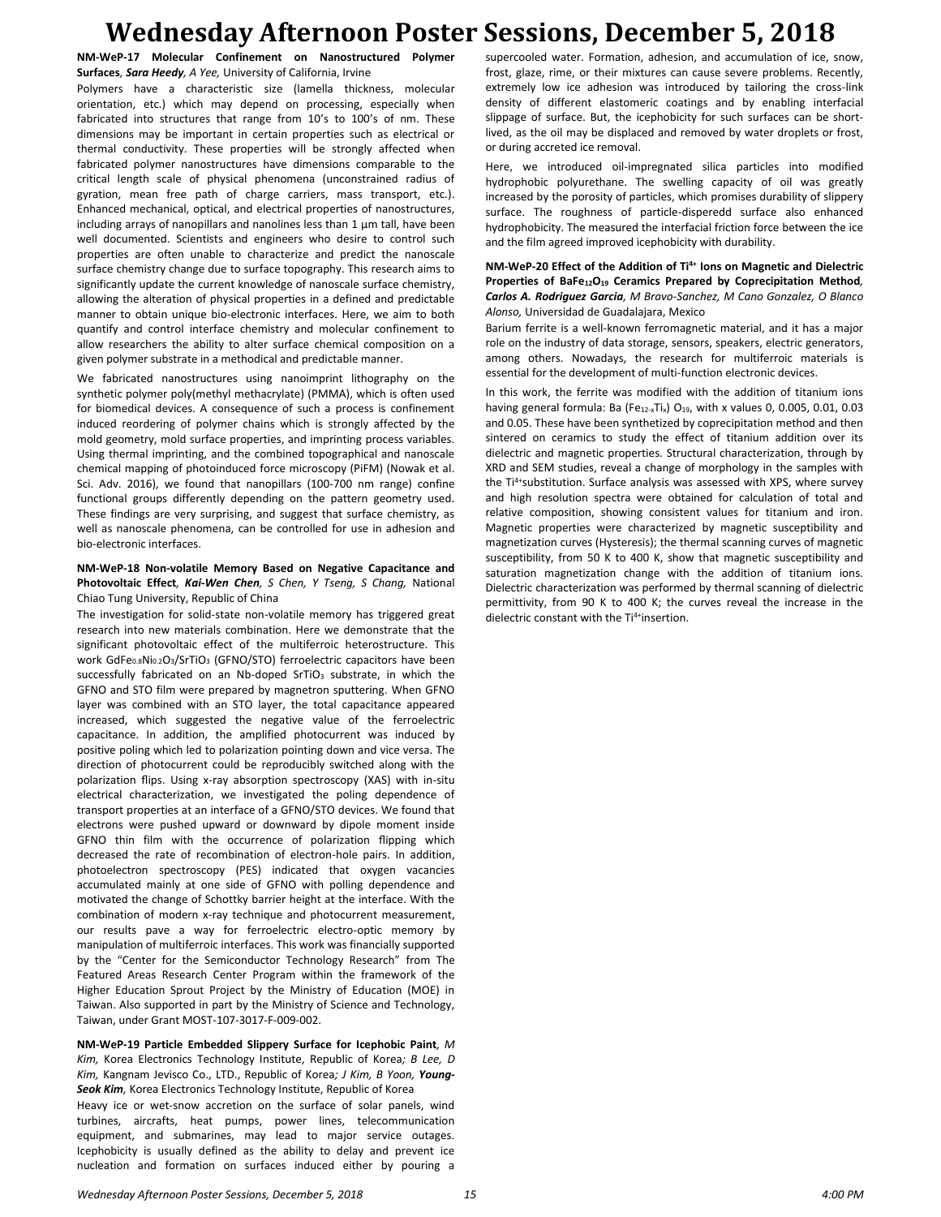# Wednesday Afternoon Poster Sessions, December 5, 2018

**NM-WeP-17 Molecular Confinement on Nanostructured Polymer Surfaces**, ***Sara Heedy**, A Yee,* University of California, Irvine

Polymers have a characteristic size (lamella thickness, molecular orientation, etc.) which may depend on processing, especially when fabricated into structures that range from 10's to 100's of nm. These dimensions may be important in certain properties such as electrical or thermal conductivity. These properties will be strongly affected when fabricated polymer nanostructures have dimensions comparable to the critical length scale of physical phenomena (unconstrained radius of gyration, mean free path of charge carriers, mass transport, etc.). Enhanced mechanical, optical, and electrical properties of nanostructures, including arrays of nanopillars and nanolines less than 1 µm tall, have been well documented. Scientists and engineers who desire to control such properties are often unable to characterize and predict the nanoscale surface chemistry change due to surface topography. This research aims to significantly update the current knowledge of nanoscale surface chemistry, allowing the alteration of physical properties in a defined and predictable manner to obtain unique bio-electronic interfaces. Here, we aim to both quantify and control interface chemistry and molecular confinement to allow researchers the ability to alter surface chemical composition on a given polymer substrate in a methodical and predictable manner.

We fabricated nanostructures using nanoimprint lithography on the synthetic polymer poly(methyl methacrylate) (PMMA), which is often used for biomedical devices. A consequence of such a process is confinement induced reordering of polymer chains which is strongly affected by the mold geometry, mold surface properties, and imprinting process variables. Using thermal imprinting, and the combined topographical and nanoscale chemical mapping of photoinduced force microscopy (PiFM) (Nowak et al. Sci. Adv. 2016), we found that nanopillars (100-700 nm range) confine functional groups differently depending on the pattern geometry used. These findings are very surprising, and suggest that surface chemistry, as well as nanoscale phenomena, can be controlled for use in adhesion and bio-electronic interfaces.

**NM-WeP-18 Non-volatile Memory Based on Negative Capacitance and Photovoltaic Effect**, ***Kai-Wen Chen**, S Chen, Y Tseng, S Chang,* National Chiao Tung University, Republic of China

The investigation for solid-state non-volatile memory has triggered great research into new materials combination. Here we demonstrate that the significant photovoltaic effect of the multiferroic heterostructure. This work $GdFe_{0.8}Ni_{0.2}O_3/SrTiO_3$ (GFNO/STO) ferroelectric capacitors have been successfully fabricated on an Nb-doped $SrTiO_3$ substrate, in which the GFNO and STO film were prepared by magnetron sputtering. When GFNO layer was combined with an STO layer, the total capacitance appeared increased, which suggested the negative value of the ferroelectric capacitance. In addition, the amplified photocurrent was induced by positive poling which led to polarization pointing down and vice versa. The direction of photocurrent could be reproducibly switched along with the polarization flips. Using x-ray absorption spectroscopy (XAS) with in-situ electrical characterization, we investigated the poling dependence of transport properties at an interface of a GFNO/STO devices. We found that electrons were pushed upward or downward by dipole moment inside GFNO thin film with the occurrence of polarization flipping which decreased the rate of recombination of electron-hole pairs. In addition, photoelectron spectroscopy (PES) indicated that oxygen vacancies accumulated mainly at one side of GFNO with polling dependence and motivated the change of Schottky barrier height at the interface. With the combination of modern x-ray technique and photocurrent measurement, our results pave a way for ferroelectric electro-optic memory by manipulation of multiferroic interfaces. This work was financially supported by the "Center for the Semiconductor Technology Research" from The Featured Areas Research Center Program within the framework of the Higher Education Sprout Project by the Ministry of Education (MOE) in Taiwan. Also supported in part by the Ministry of Science and Technology, Taiwan, under Grant MOST-107-3017-F-009-002.

**NM-WeP-19 Particle Embedded Slippery Surface for Icephobic Paint**, *M Kim,* Korea Electronics Technology Institute, Republic of Korea*; B Lee, D Kim,* Kangnam Jevisco Co., LTD., Republic of Korea*; J Kim, B Yoon,* ***Young-Seok Kim**,* Korea Electronics Technology Institute, Republic of Korea

Heavy ice or wet-snow accretion on the surface of solar panels, wind turbines, aircrafts, heat pumps, power lines, telecommunication equipment, and submarines, may lead to major service outages. Icephobicity is usually defined as the ability to delay and prevent ice nucleation and formation on surfaces induced either by pouring a supercooled water. Formation, adhesion, and accumulation of ice, snow, frost, glaze, rime, or their mixtures can cause severe problems. Recently, extremely low ice adhesion was introduced by tailoring the cross-link density of different elastomeric coatings and by enabling interfacial slippage of surface. But, the icephobicity for such surfaces can be short-lived, as the oil may be displaced and removed by water droplets or frost, or during accreted ice removal.

Here, we introduced oil-impregnated silica particles into modified hydrophobic polyurethane. The swelling capacity of oil was greatly increased by the porosity of particles, which promises durability of slippery surface. The roughness of particle-disperedd surface also enhanced hydrophobicity. The measured the interfacial friction force between the ice and the film agreed improved icephobicity with durability.

**NM-WeP-20 Effect of the Addition of $Ti^{4+}$ Ions on Magnetic and Dielectric Properties of $BaFe_{12}O_{19}$ Ceramics Prepared by Coprecipitation Method**, ***Carlos A. Rodriguez Garcia**, M Bravo-Sanchez, M Cano Gonzalez, O Blanco Alonso,* Universidad de Guadalajara, Mexico

Barium ferrite is a well-known ferromagnetic material, and it has a major role on the industry of data storage, sensors, speakers, electric generators, among others. Nowadays, the research for multiferroic materials is essential for the development of multi-function electronic devices.

In this work, the ferrite was modified with the addition of titanium ions having general formula: Ba $(Fe_{12-x}Ti_x)$ $O_{19}$, with x values 0, 0.005, 0.01, 0.03 and 0.05. These have been synthetized by coprecipitation method and then sintered on ceramics to study the effect of titanium addition over its dielectric and magnetic properties. Structural characterization, through by XRD and SEM studies, reveal a change of morphology in the samples with the $Ti^{4+}$substitution. Surface analysis was assessed with XPS, where survey and high resolution spectra were obtained for calculation of total and relative composition, showing consistent values for titanium and iron. Magnetic properties were characterized by magnetic susceptibility and magnetization curves (Hysteresis); the thermal scanning curves of magnetic susceptibility, from 50 K to 400 K, show that magnetic susceptibility and saturation magnetization change with the addition of titanium ions. Dielectric characterization was performed by thermal scanning of dielectric permittivity, from 90 K to 400 K; the curves reveal the increase in the dielectric constant with the $Ti^{4+}$insertion.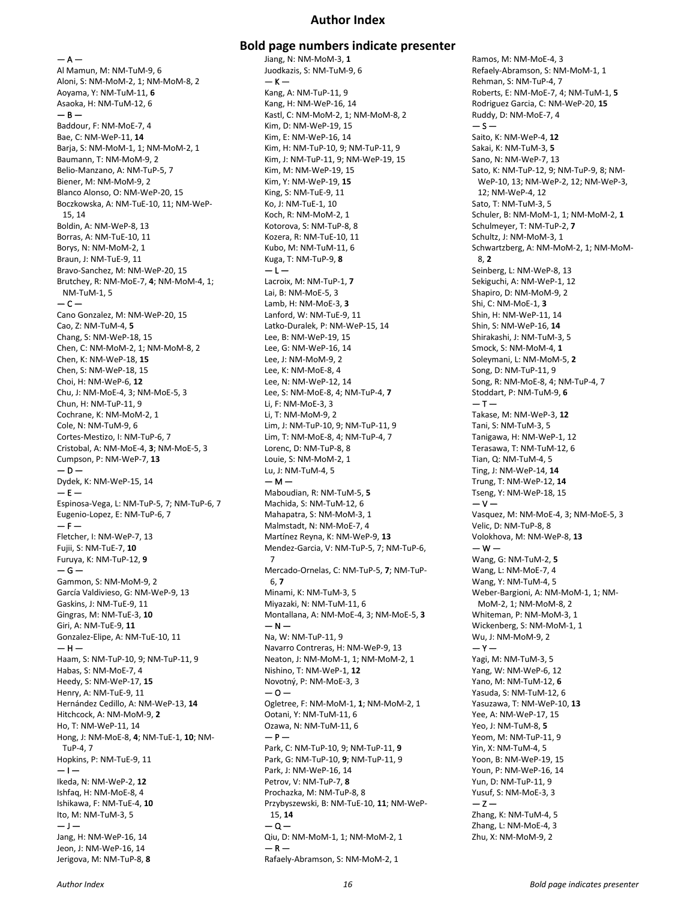# Author Index

## Bold page numbers indicate presenter

— A —
Al Mamun, M: NM-TuM-9, 6
Aloni, S: NM-MoM-2, 1; NM-MoM-8, 2
Aoyama, Y: NM-TuM-11, **6**
Asaoka, H: NM-TuM-12, 6
— B —
Baddour, F: NM-MoE-7, 4
Bae, C: NM-WeP-11, **14**
Barja, S: NM-MoM-1, 1; NM-MoM-2, 1
Baumann, T: NM-MoM-9, 2
Belio-Manzano, A: NM-TuP-5, 7
Biener, M: NM-MoM-9, 2
Blanco Alonso, O: NM-WeP-20, 15
Boczkowska, A: NM-TuE-10, 11; NM-WeP-15, 14
Boldin, A: NM-WeP-8, 13
Borras, A: NM-TuE-10, 11
Borys, N: NM-MoM-2, 1
Braun, J: NM-TuE-9, 11
Bravo-Sanchez, M: NM-WeP-20, 15
Brutchey, R: NM-MoE-7, **4**; NM-MoM-4, 1; NM-TuM-1, 5
— C —
Cano Gonzalez, M: NM-WeP-20, 15
Cao, Z: NM-TuM-4, **5**
Chang, S: NM-WeP-18, 15
Chen, C: NM-MoM-2, 1; NM-MoM-8, 2
Chen, K: NM-WeP-18, **15**
Chen, S: NM-WeP-18, 15
Choi, H: NM-WeP-6, **12**
Chu, J: NM-MoE-4, 3; NM-MoE-5, 3
Chun, H: NM-TuP-11, 9
Cochrane, K: NM-MoM-2, 1
Cole, N: NM-TuM-9, 6
Cortes-Mestizo, I: NM-TuP-6, 7
Cristobal, A: NM-MoE-4, **3**; NM-MoE-5, 3
Cumpson, P: NM-WeP-7, **13**
— D —
Dydek, K: NM-WeP-15, 14
— E —
Espinosa-Vega, L: NM-TuP-5, 7; NM-TuP-6, 7
Eugenio-Lopez, E: NM-TuP-6, 7
— F —
Fletcher, I: NM-WeP-7, 13
Fujii, S: NM-TuE-7, **10**
Furuya, K: NM-TuP-12, **9**
— G —
Gammon, S: NM-MoM-9, 2
García Valdivieso, G: NM-WeP-9, 13
Gaskins, J: NM-TuE-9, 11
Gingras, M: NM-TuE-3, **10**
Giri, A: NM-TuE-9, **11**
Gonzalez-Elipe, A: NM-TuE-10, 11
— H —
Haam, S: NM-TuP-10, 9; NM-TuP-11, 9
Habas, S: NM-MoE-7, 4
Heedy, S: NM-WeP-17, **15**
Henry, A: NM-TuE-9, 11
Hernández Cedillo, A: NM-WeP-13, **14**
Hitchcock, A: NM-MoM-9, **2**
Ho, T: NM-WeP-11, 14
Hong, J: NM-MoE-8, **4**; NM-TuE-1, **10**; NM-TuP-4, 7
Hopkins, P: NM-TuE-9, 11
— I —
Ikeda, N: NM-WeP-2, **12**
Ishfaq, H: NM-MoE-8, 4
Ishikawa, F: NM-TuE-4, **10**
Ito, M: NM-TuM-3, 5
— J —
Jang, H: NM-WeP-16, 14
Jeon, J: NM-WeP-16, 14
Jerigova, M: NM-TuP-8, **8**
Jiang, N: NM-MoM-3, **1**
Juodkazis, S: NM-TuM-9, 6
— K —
Kang, A: NM-TuP-11, 9
Kang, H: NM-WeP-16, 14
Kastl, C: NM-MoM-2, 1; NM-MoM-8, 2
Kim, D: NM-WeP-19, 15
Kim, E: NM-WeP-16, 14
Kim, H: NM-TuP-10, 9; NM-TuP-11, 9
Kim, J: NM-TuP-11, 9; NM-WeP-19, 15
Kim, M: NM-WeP-19, 15
Kim, Y: NM-WeP-19, **15**
King, S: NM-TuE-9, 11
Ko, J: NM-TuE-1, 10
Koch, R: NM-MoM-2, 1
Kotorova, S: NM-TuP-8, 8
Kozera, R: NM-TuE-10, 11
Kubo, M: NM-TuM-11, 6
Kuga, T: NM-TuP-9, **8**
— L —
Lacroix, M: NM-TuP-1, **7**
Lai, B: NM-MoE-5, 3
Lamb, H: NM-MoE-3, **3**
Lanford, W: NM-TuE-9, 11
Latko-Duralek, P: NM-WeP-15, 14
Lee, B: NM-WeP-19, 15
Lee, G: NM-WeP-16, 14
Lee, J: NM-MoM-9, 2
Lee, K: NM-MoE-8, 4
Lee, N: NM-WeP-12, 14
Lee, S: NM-MoE-8, 4; NM-TuP-4, **7**
Li, F: NM-MoE-3, 3
Li, T: NM-MoM-9, 2
Lim, J: NM-TuP-10, 9; NM-TuP-11, 9
Lim, T: NM-MoE-8, 4; NM-TuP-4, 7
Lorenc, D: NM-TuP-8, 8
Louie, S: NM-MoM-2, 1
Lu, J: NM-TuM-4, 5
— M —
Maboudian, R: NM-TuM-5, **5**
Machida, S: NM-TuM-12, 6
Mahapatra, S: NM-MoM-3, 1
Malmstadt, N: NM-MoE-7, 4
Martínez Reyna, K: NM-WeP-9, **13**
Mendez-Garcia, V: NM-TuP-5, 7; NM-TuP-6, 7
Mercado-Ornelas, C: NM-TuP-5, **7**; NM-TuP-6, **7**
Minami, K: NM-TuM-3, 5
Miyazaki, N: NM-TuM-11, 6
Montallana, A: NM-MoE-4, 3; NM-MoE-5, **3**
— N —
Na, W: NM-TuP-11, 9
Navarro Contreras, H: NM-WeP-9, 13
Neaton, J: NM-MoM-1, 1; NM-MoM-2, 1
Nishino, T: NM-WeP-1, **12**
Novotný, P: NM-MoE-3, 3
— O —
Ogletree, F: NM-MoM-1, **1**; NM-MoM-2, 1
Ootani, Y: NM-TuM-11, 6
Ozawa, N: NM-TuM-11, 6
— P —
Park, C: NM-TuP-10, 9; NM-TuP-11, **9**
Park, G: NM-TuP-10, **9**; NM-TuP-11, 9
Park, J: NM-WeP-16, 14
Petrov, V: NM-TuP-7, **8**
Prochazka, M: NM-TuP-8, 8
Przybyszewski, B: NM-TuE-10, **11**; NM-WeP-15, **14**
— Q —
Qiu, D: NM-MoM-1, 1; NM-MoM-2, 1
— R —
Rafaely-Abramson, S: NM-MoM-2, 1
Ramos, M: NM-MoE-4, 3
Refaely-Abramson, S: NM-MoM-1, 1
Rehman, S: NM-TuP-4, 7
Roberts, E: NM-MoE-7, 4; NM-TuM-1, **5**
Rodriguez Garcia, C: NM-WeP-20, **15**
Ruddy, D: NM-MoE-7, 4
— S —
Saito, K: NM-WeP-4, **12**
Sakai, K: NM-TuM-3, **5**
Sano, N: NM-WeP-7, 13
Sato, K: NM-TuP-12, 9; NM-TuP-9, 8; NM-WeP-10, 13; NM-WeP-2, 12; NM-WeP-3, 12; NM-WeP-4, 12
Sato, T: NM-TuM-3, 5
Schuler, B: NM-MoM-1, 1; NM-MoM-2, **1**
Schulmeyer, T: NM-TuP-2, **7**
Schultz, J: NM-MoM-3, 1
Schwartzberg, A: NM-MoM-2, 1; NM-MoM-8, **2**
Seinberg, L: NM-WeP-8, 13
Sekiguchi, A: NM-WeP-1, 12
Shapiro, D: NM-MoM-9, 2
Shi, C: NM-MoE-1, **3**
Shin, H: NM-WeP-11, 14
Shin, S: NM-WeP-16, **14**
Shirakashi, J: NM-TuM-3, 5
Smock, S: NM-MoM-4, **1**
Soleymani, L: NM-MoM-5, **2**
Song, D: NM-TuP-11, 9
Song, R: NM-MoE-8, 4; NM-TuP-4, 7
Stoddart, P: NM-TuM-9, **6**
— T —
Takase, M: NM-WeP-3, **12**
Tani, S: NM-TuM-3, 5
Tanigawa, H: NM-WeP-1, 12
Terasawa, T: NM-TuM-12, 6
Tian, Q: NM-TuM-4, 5
Ting, J: NM-WeP-14, **14**
Trung, T: NM-WeP-12, **14**
Tseng, Y: NM-WeP-18, 15
— V —
Vasquez, M: NM-MoE-4, 3; NM-MoE-5, 3
Velic, D: NM-TuP-8, 8
Volokhova, M: NM-WeP-8, **13**
— W —
Wang, G: NM-TuM-2, **5**
Wang, L: NM-MoE-7, 4
Wang, Y: NM-TuM-4, 5
Weber-Bargioni, A: NM-MoM-1, 1; NM-MoM-2, 1; NM-MoM-8, 2
Whiteman, P: NM-MoM-3, 1
Wickenberg, S: NM-MoM-1, 1
Wu, J: NM-MoM-9, 2
— Y —
Yagi, M: NM-TuM-3, 5
Yang, W: NM-WeP-6, 12
Yano, M: NM-TuM-12, **6**
Yasuda, S: NM-TuM-12, 6
Yasuzawa, T: NM-WeP-10, **13**
Yee, A: NM-WeP-17, 15
Yeo, J: NM-TuM-8, **5**
Yeom, M: NM-TuP-11, 9
Yin, X: NM-TuM-4, 5
Yoon, B: NM-WeP-19, 15
Youn, P: NM-WeP-16, 14
Yun, D: NM-TuP-11, 9
Yusuf, S: NM-MoE-3, 3
— Z —
Zhang, K: NM-TuM-4, 5
Zhang, L: NM-MoE-4, 3
Zhu, X: NM-MoM-9, 2